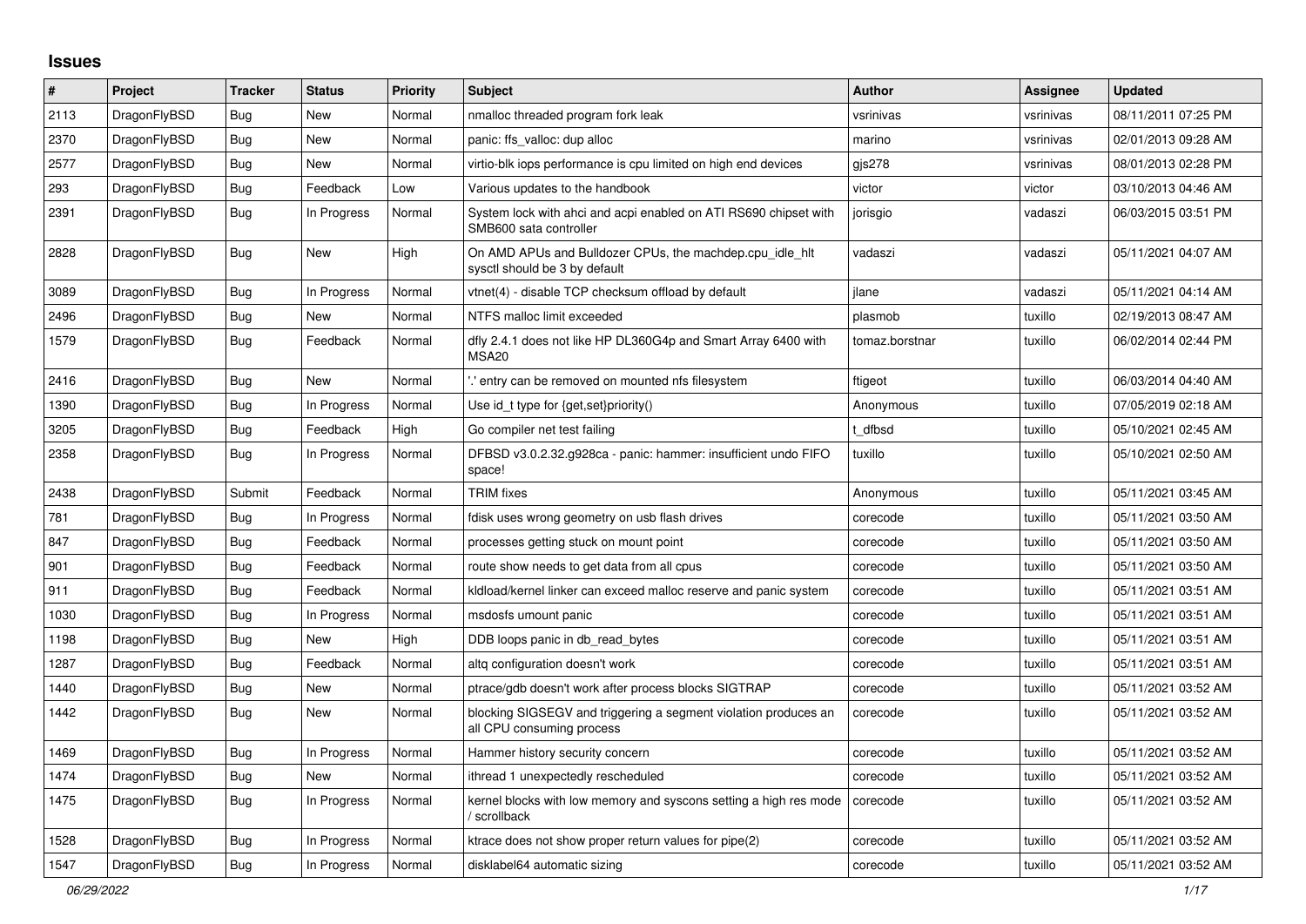# Issues

| # | Project | Tracker | Status | Priority | Subject | Author | Assignee | Updated |
|---|---|---|---|---|---|---|---|---|
| 2113 | DragonFlyBSD | Bug | New | Normal | nmalloc threaded program fork leak | vsrinivas | vsrinivas | 08/11/2011 07:25 PM |
| 2370 | DragonFlyBSD | Bug | New | Normal | panic: ffs_valloc: dup alloc | marino | vsrinivas | 02/01/2013 09:28 AM |
| 2577 | DragonFlyBSD | Bug | New | Normal | virtio-blk iops performance is cpu limited on high end devices | gjs278 | vsrinivas | 08/01/2013 02:28 PM |
| 293 | DragonFlyBSD | Bug | Feedback | Low | Various updates to the handbook | victor | victor | 03/10/2013 04:46 AM |
| 2391 | DragonFlyBSD | Bug | In Progress | Normal | System lock with ahci and acpi enabled on ATI RS690 chipset with SMB600 sata controller | jorisgio | vadaszi | 06/03/2015 03:51 PM |
| 2828 | DragonFlyBSD | Bug | New | High | On AMD APUs and Bulldozer CPUs, the machdep.cpu_idle_hlt sysctl should be 3 by default | vadaszi | vadaszi | 05/11/2021 04:07 AM |
| 3089 | DragonFlyBSD | Bug | In Progress | Normal | vtnet(4) - disable TCP checksum offload by default | jlane | vadaszi | 05/11/2021 04:14 AM |
| 2496 | DragonFlyBSD | Bug | New | Normal | NTFS malloc limit exceeded | plasmob | tuxillo | 02/19/2013 08:47 AM |
| 1579 | DragonFlyBSD | Bug | Feedback | Normal | dfly 2.4.1 does not like HP DL360G4p and Smart Array 6400 with MSA20 | tomaz.borstnar | tuxillo | 06/02/2014 02:44 PM |
| 2416 | DragonFlyBSD | Bug | New | Normal | '.' entry can be removed on mounted nfs filesystem | ftigeot | tuxillo | 06/03/2014 04:40 AM |
| 1390 | DragonFlyBSD | Bug | In Progress | Normal | Use id_t type for {get,set}priority() | Anonymous | tuxillo | 07/05/2019 02:18 AM |
| 3205 | DragonFlyBSD | Bug | Feedback | High | Go compiler net test failing | t_dfbsd | tuxillo | 05/10/2021 02:45 AM |
| 2358 | DragonFlyBSD | Bug | In Progress | Normal | DFBSD v3.0.2.32.g928ca - panic: hammer: insufficient undo FIFO space! | tuxillo | tuxillo | 05/10/2021 02:50 AM |
| 2438 | DragonFlyBSD | Submit | Feedback | Normal | TRIM fixes | Anonymous | tuxillo | 05/11/2021 03:45 AM |
| 781 | DragonFlyBSD | Bug | In Progress | Normal | fdisk uses wrong geometry on usb flash drives | corecode | tuxillo | 05/11/2021 03:50 AM |
| 847 | DragonFlyBSD | Bug | Feedback | Normal | processes getting stuck on mount point | corecode | tuxillo | 05/11/2021 03:50 AM |
| 901 | DragonFlyBSD | Bug | Feedback | Normal | route show needs to get data from all cpus | corecode | tuxillo | 05/11/2021 03:50 AM |
| 911 | DragonFlyBSD | Bug | Feedback | Normal | kldload/kernel linker can exceed malloc reserve and panic system | corecode | tuxillo | 05/11/2021 03:51 AM |
| 1030 | DragonFlyBSD | Bug | In Progress | Normal | msdosfs umount panic | corecode | tuxillo | 05/11/2021 03:51 AM |
| 1198 | DragonFlyBSD | Bug | New | High | DDB loops panic in db_read_bytes | corecode | tuxillo | 05/11/2021 03:51 AM |
| 1287 | DragonFlyBSD | Bug | Feedback | Normal | altq configuration doesn't work | corecode | tuxillo | 05/11/2021 03:51 AM |
| 1440 | DragonFlyBSD | Bug | New | Normal | ptrace/gdb doesn't work after process blocks SIGTRAP | corecode | tuxillo | 05/11/2021 03:52 AM |
| 1442 | DragonFlyBSD | Bug | New | Normal | blocking SIGSEGV and triggering a segment violation produces an all CPU consuming process | corecode | tuxillo | 05/11/2021 03:52 AM |
| 1469 | DragonFlyBSD | Bug | In Progress | Normal | Hammer history security concern | corecode | tuxillo | 05/11/2021 03:52 AM |
| 1474 | DragonFlyBSD | Bug | New | Normal | ithread 1 unexpectedly rescheduled | corecode | tuxillo | 05/11/2021 03:52 AM |
| 1475 | DragonFlyBSD | Bug | In Progress | Normal | kernel blocks with low memory and syscons setting a high res mode / scrollback | corecode | tuxillo | 05/11/2021 03:52 AM |
| 1528 | DragonFlyBSD | Bug | In Progress | Normal | ktrace does not show proper return values for pipe(2) | corecode | tuxillo | 05/11/2021 03:52 AM |
| 1547 | DragonFlyBSD | Bug | In Progress | Normal | disklabel64 automatic sizing | corecode | tuxillo | 05/11/2021 03:52 AM |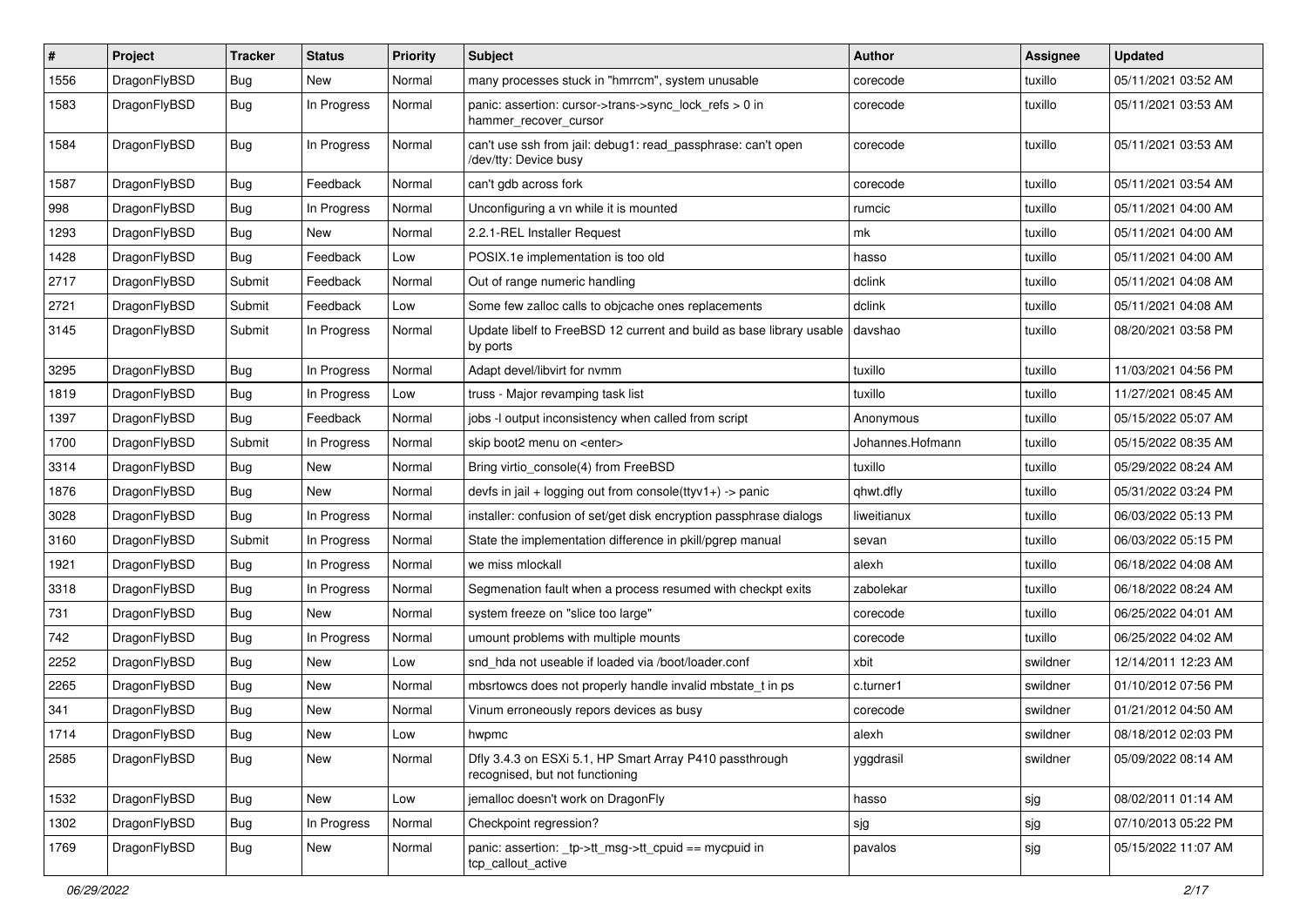| # | Project | Tracker | Status | Priority | Subject | Author | Assignee | Updated |
|---|---|---|---|---|---|---|---|---|
| 1556 | DragonFlyBSD | Bug | New | Normal | many processes stuck in "hmrrcm", system unusable | corecode | tuxillo | 05/11/2021 03:52 AM |
| 1583 | DragonFlyBSD | Bug | In Progress | Normal | panic: assertion: cursor->trans->sync_lock_refs > 0 in hammer_recover_cursor | corecode | tuxillo | 05/11/2021 03:53 AM |
| 1584 | DragonFlyBSD | Bug | In Progress | Normal | can't use ssh from jail: debug1: read_passphrase: can't open /dev/tty: Device busy | corecode | tuxillo | 05/11/2021 03:53 AM |
| 1587 | DragonFlyBSD | Bug | Feedback | Normal | can't gdb across fork | corecode | tuxillo | 05/11/2021 03:54 AM |
| 998 | DragonFlyBSD | Bug | In Progress | Normal | Unconfiguring a vn while it is mounted | rumcic | tuxillo | 05/11/2021 04:00 AM |
| 1293 | DragonFlyBSD | Bug | New | Normal | 2.2.1-REL Installer Request | mk | tuxillo | 05/11/2021 04:00 AM |
| 1428 | DragonFlyBSD | Bug | Feedback | Low | POSIX.1e implementation is too old | hasso | tuxillo | 05/11/2021 04:00 AM |
| 2717 | DragonFlyBSD | Submit | Feedback | Normal | Out of range numeric handling | dclink | tuxillo | 05/11/2021 04:08 AM |
| 2721 | DragonFlyBSD | Submit | Feedback | Low | Some few zalloc calls to objcache ones replacements | dclink | tuxillo | 05/11/2021 04:08 AM |
| 3145 | DragonFlyBSD | Submit | In Progress | Normal | Update libelf to FreeBSD 12 current and build as base library usable by ports | davshao | tuxillo | 08/20/2021 03:58 PM |
| 3295 | DragonFlyBSD | Bug | In Progress | Normal | Adapt devel/libvirt for nvmm | tuxillo | tuxillo | 11/03/2021 04:56 PM |
| 1819 | DragonFlyBSD | Bug | In Progress | Low | truss - Major revamping task list | tuxillo | tuxillo | 11/27/2021 08:45 AM |
| 1397 | DragonFlyBSD | Bug | Feedback | Normal | jobs -l output inconsistency when called from script | Anonymous | tuxillo | 05/15/2022 05:07 AM |
| 1700 | DragonFlyBSD | Submit | In Progress | Normal | skip boot2 menu on <enter> | Johannes.Hofmann | tuxillo | 05/15/2022 08:35 AM |
| 3314 | DragonFlyBSD | Bug | New | Normal | Bring virtio_console(4) from FreeBSD | tuxillo | tuxillo | 05/29/2022 08:24 AM |
| 1876 | DragonFlyBSD | Bug | New | Normal | devfs in jail + logging out from console(ttyv1+) -> panic | qhwt.dfly | tuxillo | 05/31/2022 03:24 PM |
| 3028 | DragonFlyBSD | Bug | In Progress | Normal | installer: confusion of set/get disk encryption passphrase dialogs | liweitianux | tuxillo | 06/03/2022 05:13 PM |
| 3160 | DragonFlyBSD | Submit | In Progress | Normal | State the implementation difference in pkill/pgrep manual | sevan | tuxillo | 06/03/2022 05:15 PM |
| 1921 | DragonFlyBSD | Bug | In Progress | Normal | we miss mlockall | alexh | tuxillo | 06/18/2022 04:08 AM |
| 3318 | DragonFlyBSD | Bug | In Progress | Normal | Segmenation fault when a process resumed with checkpt exits | zabolekar | tuxillo | 06/18/2022 08:24 AM |
| 731 | DragonFlyBSD | Bug | New | Normal | system freeze on "slice too large" | corecode | tuxillo | 06/25/2022 04:01 AM |
| 742 | DragonFlyBSD | Bug | In Progress | Normal | umount problems with multiple mounts | corecode | tuxillo | 06/25/2022 04:02 AM |
| 2252 | DragonFlyBSD | Bug | New | Low | snd_hda not useable if loaded via /boot/loader.conf | xbit | swildner | 12/14/2011 12:23 AM |
| 2265 | DragonFlyBSD | Bug | New | Normal | mbsrtowcs does not properly handle invalid mbstate_t in ps | c.turner1 | swildner | 01/10/2012 07:56 PM |
| 341 | DragonFlyBSD | Bug | New | Normal | Vinum erroneously repors devices as busy | corecode | swildner | 01/21/2012 04:50 AM |
| 1714 | DragonFlyBSD | Bug | New | Low | hwpmc | alexh | swildner | 08/18/2012 02:03 PM |
| 2585 | DragonFlyBSD | Bug | New | Normal | Dfly 3.4.3 on ESXi 5.1, HP Smart Array P410 passthrough recognised, but not functioning | yggdrasil | swildner | 05/09/2022 08:14 AM |
| 1532 | DragonFlyBSD | Bug | New | Low | jemalloc doesn't work on DragonFly | hasso | sjg | 08/02/2011 01:14 AM |
| 1302 | DragonFlyBSD | Bug | In Progress | Normal | Checkpoint regression? | sjg | sjg | 07/10/2013 05:22 PM |
| 1769 | DragonFlyBSD | Bug | New | Normal | panic: assertion: _tp->tt_msg->tt_cpuid == mycpuid in tcp_callout_active | pavalos | sjg | 05/15/2022 11:07 AM |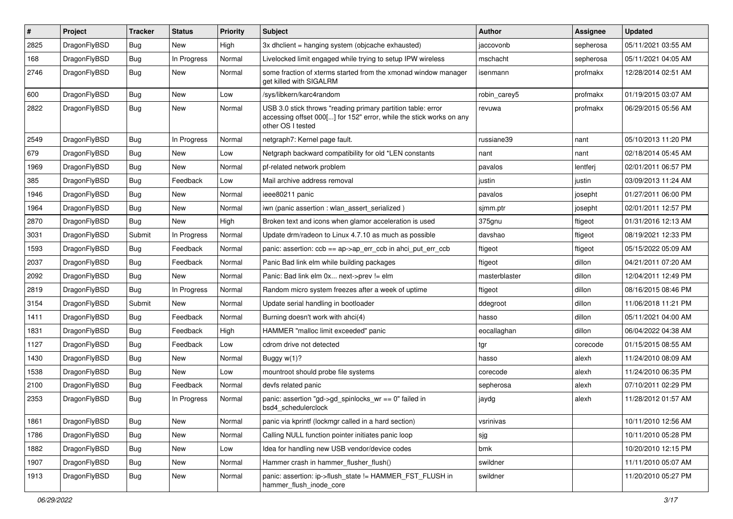| # | Project | Tracker | Status | Priority | Subject | Author | Assignee | Updated |
|---|---|---|---|---|---|---|---|---|
| 2825 | DragonFlyBSD | Bug | New | High | 3x dhclient = hanging system (objcache exhausted) | jaccovonb | sepherosa | 05/11/2021 03:55 AM |
| 168 | DragonFlyBSD | Bug | In Progress | Normal | Livelocked limit engaged while trying to setup IPW wireless | mschacht | sepherosa | 05/11/2021 04:05 AM |
| 2746 | DragonFlyBSD | Bug | New | Normal | some fraction of xterms started from the xmonad window manager get killed with SIGALRM | isenmann | profmakx | 12/28/2014 02:51 AM |
| 600 | DragonFlyBSD | Bug | New | Low | /sys/libkern/karc4random | robin_carey5 | profmakx | 01/19/2015 03:07 AM |
| 2822 | DragonFlyBSD | Bug | New | Normal | USB 3.0 stick throws "reading primary partition table: error accessing offset 000[...] for 152" error, while the stick works on any other OS I tested | revuwa | profmakx | 06/29/2015 05:56 AM |
| 2549 | DragonFlyBSD | Bug | In Progress | Normal | netgraph7: Kernel page fault. | russiane39 | nant | 05/10/2013 11:20 PM |
| 679 | DragonFlyBSD | Bug | New | Low | Netgraph backward compatibility for old *LEN constants | nant | nant | 02/18/2014 05:45 AM |
| 1969 | DragonFlyBSD | Bug | New | Normal | pf-related network problem | pavalos | lentferj | 02/01/2011 06:57 PM |
| 385 | DragonFlyBSD | Bug | Feedback | Low | Mail archive address removal | justin | justin | 03/09/2013 11:24 AM |
| 1946 | DragonFlyBSD | Bug | New | Normal | ieee80211 panic | pavalos | josepht | 01/27/2011 06:00 PM |
| 1964 | DragonFlyBSD | Bug | New | Normal | iwn (panic assertion : wlan_assert_serialized ) | sjmm.ptr | josepht | 02/01/2011 12:57 PM |
| 2870 | DragonFlyBSD | Bug | New | High | Broken text and icons when glamor acceleration is used | 375gnu | ftigeot | 01/31/2016 12:13 AM |
| 3031 | DragonFlyBSD | Submit | In Progress | Normal | Update drm/radeon to Linux 4.7.10 as much as possible | davshao | ftigeot | 08/19/2021 12:33 PM |
| 1593 | DragonFlyBSD | Bug | Feedback | Normal | panic: assertion: ccb == ap->ap_err_ccb in ahci_put_err_ccb | ftigeot | ftigeot | 05/15/2022 05:09 AM |
| 2037 | DragonFlyBSD | Bug | Feedback | Normal | Panic Bad link elm while building packages | ftigeot | dillon | 04/21/2011 07:20 AM |
| 2092 | DragonFlyBSD | Bug | New | Normal | Panic: Bad link elm 0x... next->prev != elm | masterblaster | dillon | 12/04/2011 12:49 PM |
| 2819 | DragonFlyBSD | Bug | In Progress | Normal | Random micro system freezes after a week of uptime | ftigeot | dillon | 08/16/2015 08:46 PM |
| 3154 | DragonFlyBSD | Submit | New | Normal | Update serial handling in bootloader | ddegroot | dillon | 11/06/2018 11:21 PM |
| 1411 | DragonFlyBSD | Bug | Feedback | Normal | Burning doesn't work with ahci(4) | hasso | dillon | 05/11/2021 04:00 AM |
| 1831 | DragonFlyBSD | Bug | Feedback | High | HAMMER "malloc limit exceeded" panic | eocallaghan | dillon | 06/04/2022 04:38 AM |
| 1127 | DragonFlyBSD | Bug | Feedback | Low | cdrom drive not detected | tgr | corecode | 01/15/2015 08:55 AM |
| 1430 | DragonFlyBSD | Bug | New | Normal | Buggy w(1)? | hasso | alexh | 11/24/2010 08:09 AM |
| 1538 | DragonFlyBSD | Bug | New | Low | mountroot should probe file systems | corecode | alexh | 11/24/2010 06:35 PM |
| 2100 | DragonFlyBSD | Bug | Feedback | Normal | devfs related panic | sepherosa | alexh | 07/10/2011 02:29 PM |
| 2353 | DragonFlyBSD | Bug | In Progress | Normal | panic: assertion "gd->gd_spinlocks_wr == 0" failed in bsd4_schedulerclock | jaydg | alexh | 11/28/2012 01:57 AM |
| 1861 | DragonFlyBSD | Bug | New | Normal | panic via kprintf (lockmgr called in a hard section) | vsrinivas | | 10/11/2010 12:56 AM |
| 1786 | DragonFlyBSD | Bug | New | Normal | Calling NULL function pointer initiates panic loop | sjg | | 10/11/2010 05:28 PM |
| 1882 | DragonFlyBSD | Bug | New | Low | Idea for handling new USB vendor/device codes | bmk | | 10/20/2010 12:15 PM |
| 1907 | DragonFlyBSD | Bug | New | Normal | Hammer crash in hammer_flusher_flush() | swildner | | 11/11/2010 05:07 AM |
| 1913 | DragonFlyBSD | Bug | New | Normal | panic: assertion: ip->flush_state != HAMMER_FST_FLUSH in hammer_flush_inode_core | swildner | | 11/20/2010 05:27 PM |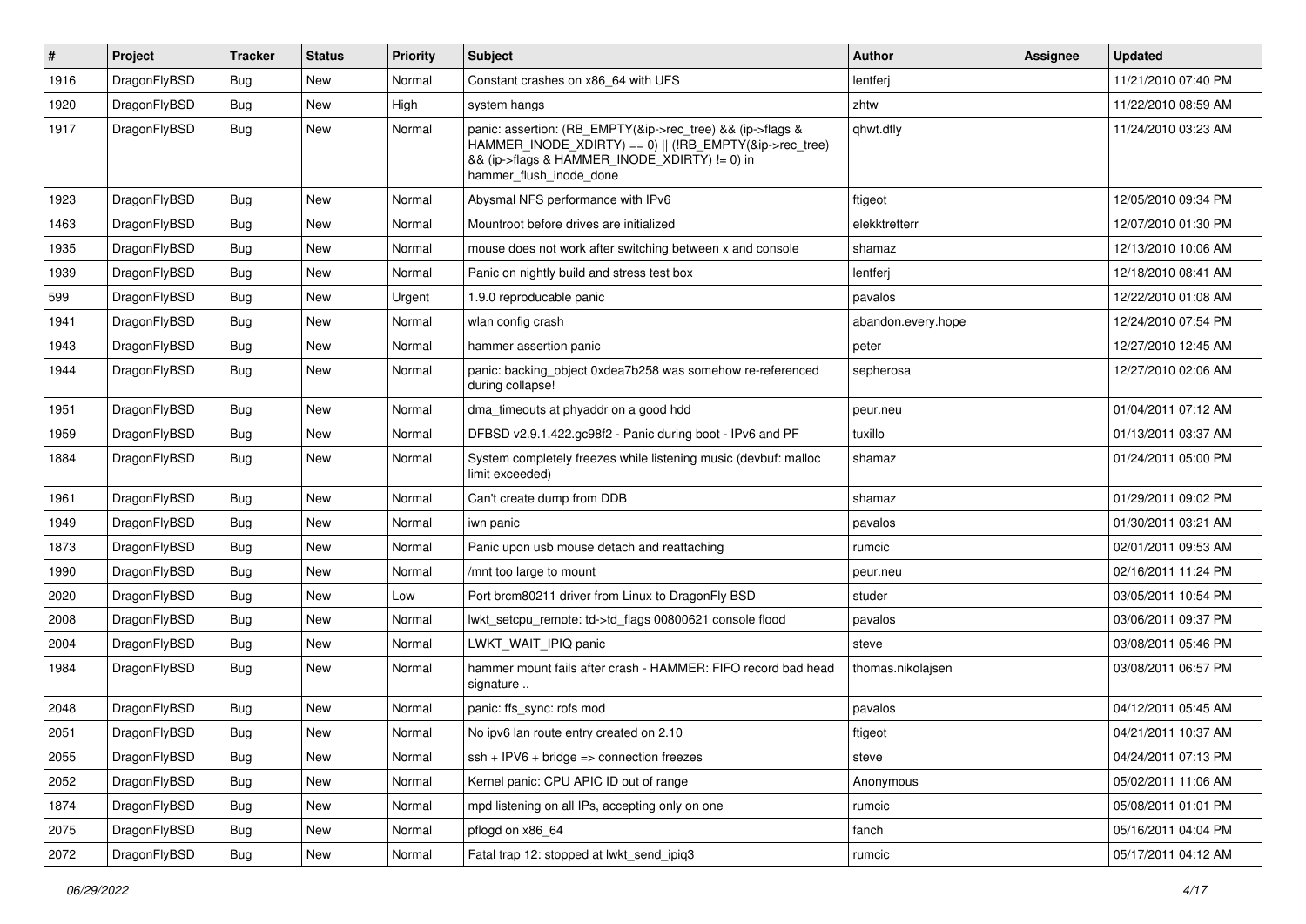| # | Project | Tracker | Status | Priority | Subject | Author | Assignee | Updated |
|---|---|---|---|---|---|---|---|---|
| 1916 | DragonFlyBSD | Bug | New | Normal | Constant crashes on x86_64 with UFS | lentferj | | 11/21/2010 07:40 PM |
| 1920 | DragonFlyBSD | Bug | New | High | system hangs | zhtw | | 11/22/2010 08:59 AM |
| 1917 | DragonFlyBSD | Bug | New | Normal | panic: assertion: (RB_EMPTY(&ip->rec_tree) && (ip->flags & HAMMER_INODE_XDIRTY) == 0) \|\| (!RB_EMPTY(&ip->rec_tree) && (ip->flags & HAMMER_INODE_XDIRTY) != 0) in hammer_flush_inode_done | qhwt.dfly | | 11/24/2010 03:23 AM |
| 1923 | DragonFlyBSD | Bug | New | Normal | Abysmal NFS performance with IPv6 | ftigeot | | 12/05/2010 09:34 PM |
| 1463 | DragonFlyBSD | Bug | New | Normal | Mountroot before drives are initialized | elekktretterr | | 12/07/2010 01:30 PM |
| 1935 | DragonFlyBSD | Bug | New | Normal | mouse does not work after switching between x and console | shamaz | | 12/13/2010 10:06 AM |
| 1939 | DragonFlyBSD | Bug | New | Normal | Panic on nightly build and stress test box | lentferj | | 12/18/2010 08:41 AM |
| 599 | DragonFlyBSD | Bug | New | Urgent | 1.9.0 reproducable panic | pavalos | | 12/22/2010 01:08 AM |
| 1941 | DragonFlyBSD | Bug | New | Normal | wlan config crash | abandon.every.hope | | 12/24/2010 07:54 PM |
| 1943 | DragonFlyBSD | Bug | New | Normal | hammer assertion panic | peter | | 12/27/2010 12:45 AM |
| 1944 | DragonFlyBSD | Bug | New | Normal | panic: backing_object 0xdea7b258 was somehow re-referenced during collapse! | sepherosa | | 12/27/2010 02:06 AM |
| 1951 | DragonFlyBSD | Bug | New | Normal | dma_timeouts at phyaddr on a good hdd | peur.neu | | 01/04/2011 07:12 AM |
| 1959 | DragonFlyBSD | Bug | New | Normal | DFBSD v2.9.1.422.gc98f2 - Panic during boot - IPv6 and PF | tuxillo | | 01/13/2011 03:37 AM |
| 1884 | DragonFlyBSD | Bug | New | Normal | System completely freezes while listening music (devbuf: malloc limit exceeded) | shamaz | | 01/24/2011 05:00 PM |
| 1961 | DragonFlyBSD | Bug | New | Normal | Can't create dump from DDB | shamaz | | 01/29/2011 09:02 PM |
| 1949 | DragonFlyBSD | Bug | New | Normal | iwn panic | pavalos | | 01/30/2011 03:21 AM |
| 1873 | DragonFlyBSD | Bug | New | Normal | Panic upon usb mouse detach and reattaching | rumcic | | 02/01/2011 09:53 AM |
| 1990 | DragonFlyBSD | Bug | New | Normal | /mnt too large to mount | peur.neu | | 02/16/2011 11:24 PM |
| 2020 | DragonFlyBSD | Bug | New | Low | Port brcm80211 driver from Linux to DragonFly BSD | studer | | 03/05/2011 10:54 PM |
| 2008 | DragonFlyBSD | Bug | New | Normal | lwkt_setcpu_remote: td->td_flags 00800621 console flood | pavalos | | 03/06/2011 09:37 PM |
| 2004 | DragonFlyBSD | Bug | New | Normal | LWKT_WAIT_IPIQ panic | steve | | 03/08/2011 05:46 PM |
| 1984 | DragonFlyBSD | Bug | New | Normal | hammer mount fails after crash - HAMMER: FIFO record bad head signature .. | thomas.nikolajsen | | 03/08/2011 06:57 PM |
| 2048 | DragonFlyBSD | Bug | New | Normal | panic: ffs_sync: rofs mod | pavalos | | 04/12/2011 05:45 AM |
| 2051 | DragonFlyBSD | Bug | New | Normal | No ipv6 lan route entry created on 2.10 | ftigeot | | 04/21/2011 10:37 AM |
| 2055 | DragonFlyBSD | Bug | New | Normal | ssh + IPV6 + bridge => connection freezes | steve | | 04/24/2011 07:13 PM |
| 2052 | DragonFlyBSD | Bug | New | Normal | Kernel panic: CPU APIC ID out of range | Anonymous | | 05/02/2011 11:06 AM |
| 1874 | DragonFlyBSD | Bug | New | Normal | mpd listening on all IPs, accepting only on one | rumcic | | 05/08/2011 01:01 PM |
| 2075 | DragonFlyBSD | Bug | New | Normal | pflogd on x86_64 | fanch | | 05/16/2011 04:04 PM |
| 2072 | DragonFlyBSD | Bug | New | Normal | Fatal trap 12: stopped at lwkt_send_ipiq3 | rumcic | | 05/17/2011 04:12 AM |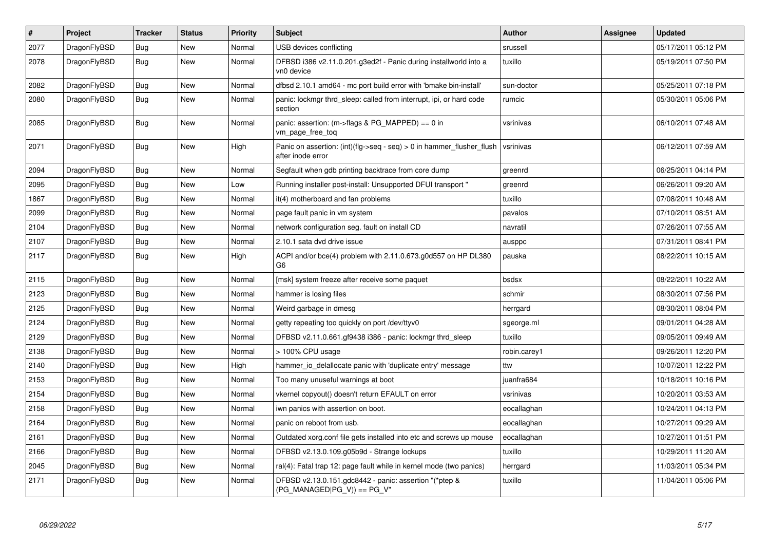| # | Project | Tracker | Status | Priority | Subject | Author | Assignee | Updated |
| --- | --- | --- | --- | --- | --- | --- | --- | --- |
| 2077 | DragonFlyBSD | Bug | New | Normal | USB devices conflicting | srussell | | 05/17/2011 05:12 PM |
| 2078 | DragonFlyBSD | Bug | New | Normal | DFBSD i386 v2.11.0.201.g3ed2f - Panic during installworld into a vn0 device | tuxillo | | 05/19/2011 07:50 PM |
| 2082 | DragonFlyBSD | Bug | New | Normal | dfbsd 2.10.1 amd64 - mc port build error with 'bmake bin-install' | sun-doctor | | 05/25/2011 07:18 PM |
| 2080 | DragonFlyBSD | Bug | New | Normal | panic: lockmgr thrd_sleep: called from interrupt, ipi, or hard code section | rumcic | | 05/30/2011 05:06 PM |
| 2085 | DragonFlyBSD | Bug | New | Normal | panic: assertion: (m->flags & PG_MAPPED) == 0 in vm_page_free_toq | vsrinivas | | 06/10/2011 07:48 AM |
| 2071 | DragonFlyBSD | Bug | New | High | Panic on assertion: (int)(flg->seq - seq) > 0 in hammer_flusher_flush after inode error | vsrinivas | | 06/12/2011 07:59 AM |
| 2094 | DragonFlyBSD | Bug | New | Normal | Segfault when gdb printing backtrace from core dump | greenrd | | 06/25/2011 04:14 PM |
| 2095 | DragonFlyBSD | Bug | New | Low | Running installer post-install: Unsupported DFUI transport " | greenrd | | 06/26/2011 09:20 AM |
| 1867 | DragonFlyBSD | Bug | New | Normal | it(4) motherboard and fan problems | tuxillo | | 07/08/2011 10:48 AM |
| 2099 | DragonFlyBSD | Bug | New | Normal | page fault panic in vm system | pavalos | | 07/10/2011 08:51 AM |
| 2104 | DragonFlyBSD | Bug | New | Normal | network configuration seg. fault on install CD | navratil | | 07/26/2011 07:55 AM |
| 2107 | DragonFlyBSD | Bug | New | Normal | 2.10.1 sata dvd drive issue | ausppc | | 07/31/2011 08:41 PM |
| 2117 | DragonFlyBSD | Bug | New | High | ACPI and/or bce(4) problem with 2.11.0.673.g0d557 on HP DL380 G6 | pauska | | 08/22/2011 10:15 AM |
| 2115 | DragonFlyBSD | Bug | New | Normal | [msk] system freeze after receive some paquet | bsdsx | | 08/22/2011 10:22 AM |
| 2123 | DragonFlyBSD | Bug | New | Normal | hammer is losing files | schmir | | 08/30/2011 07:56 PM |
| 2125 | DragonFlyBSD | Bug | New | Normal | Weird garbage in dmesg | herrgard | | 08/30/2011 08:04 PM |
| 2124 | DragonFlyBSD | Bug | New | Normal | getty repeating too quickly on port /dev/ttyv0 | sgeorge.ml | | 09/01/2011 04:28 AM |
| 2129 | DragonFlyBSD | Bug | New | Normal | DFBSD v2.11.0.661.gf9438 i386 - panic: lockmgr thrd_sleep | tuxillo | | 09/05/2011 09:49 AM |
| 2138 | DragonFlyBSD | Bug | New | Normal | > 100% CPU usage | robin.carey1 | | 09/26/2011 12:20 PM |
| 2140 | DragonFlyBSD | Bug | New | High | hammer_io_delallocate panic with 'duplicate entry' message | ttw | | 10/07/2011 12:22 PM |
| 2153 | DragonFlyBSD | Bug | New | Normal | Too many unuseful warnings at boot | juanfra684 | | 10/18/2011 10:16 PM |
| 2154 | DragonFlyBSD | Bug | New | Normal | vkernel copyout() doesn't return EFAULT on error | vsrinivas | | 10/20/2011 03:53 AM |
| 2158 | DragonFlyBSD | Bug | New | Normal | iwn panics with assertion on boot. | eocallaghan | | 10/24/2011 04:13 PM |
| 2164 | DragonFlyBSD | Bug | New | Normal | panic on reboot from usb. | eocallaghan | | 10/27/2011 09:29 AM |
| 2161 | DragonFlyBSD | Bug | New | Normal | Outdated xorg.conf file gets installed into etc and screws up mouse | eocallaghan | | 10/27/2011 01:51 PM |
| 2166 | DragonFlyBSD | Bug | New | Normal | DFBSD v2.13.0.109.g05b9d - Strange lockups | tuxillo | | 10/29/2011 11:20 AM |
| 2045 | DragonFlyBSD | Bug | New | Normal | ral(4): Fatal trap 12: page fault while in kernel mode (two panics) | herrgard | | 11/03/2011 05:34 PM |
| 2171 | DragonFlyBSD | Bug | New | Normal | DFBSD v2.13.0.151.gdc8442 - panic: assertion "(*ptep & (PG_MANAGED\|PG_V)) == PG_V" | tuxillo | | 11/04/2011 05:06 PM |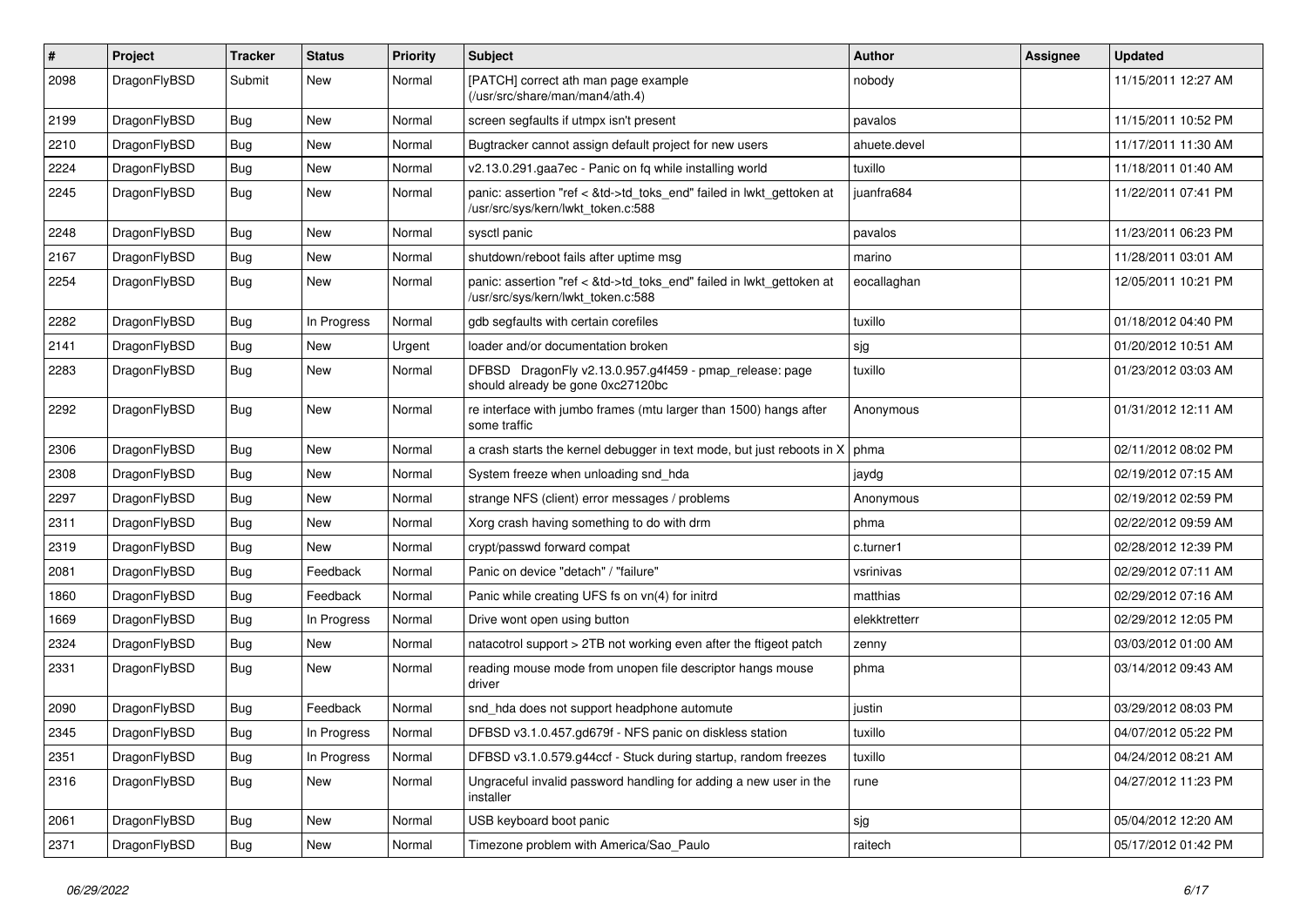| # | Project | Tracker | Status | Priority | Subject | Author | Assignee | Updated |
|---|---|---|---|---|---|---|---|---|
| 2098 | DragonFlyBSD | Submit | New | Normal | [PATCH] correct ath man page example (/usr/src/share/man/man4/ath.4) | nobody | | 11/15/2011 12:27 AM |
| 2199 | DragonFlyBSD | Bug | New | Normal | screen segfaults if utmpx isn't present | pavalos | | 11/15/2011 10:52 PM |
| 2210 | DragonFlyBSD | Bug | New | Normal | Bugtracker cannot assign default project for new users | ahuete.devel | | 11/17/2011 11:30 AM |
| 2224 | DragonFlyBSD | Bug | New | Normal | v2.13.0.291.gaa7ec - Panic on fq while installing world | tuxillo | | 11/18/2011 01:40 AM |
| 2245 | DragonFlyBSD | Bug | New | Normal | panic: assertion "ref < &td->td_toks_end" failed in lwkt_gettoken at /usr/src/sys/kern/lwkt_token.c:588 | juanfra684 | | 11/22/2011 07:41 PM |
| 2248 | DragonFlyBSD | Bug | New | Normal | sysctl panic | pavalos | | 11/23/2011 06:23 PM |
| 2167 | DragonFlyBSD | Bug | New | Normal | shutdown/reboot fails after uptime msg | marino | | 11/28/2011 03:01 AM |
| 2254 | DragonFlyBSD | Bug | New | Normal | panic: assertion "ref < &td->td_toks_end" failed in lwkt_gettoken at /usr/src/sys/kern/lwkt_token.c:588 | eocallaghan | | 12/05/2011 10:21 PM |
| 2282 | DragonFlyBSD | Bug | In Progress | Normal | gdb segfaults with certain corefiles | tuxillo | | 01/18/2012 04:40 PM |
| 2141 | DragonFlyBSD | Bug | New | Urgent | loader and/or documentation broken | sjg | | 01/20/2012 10:51 AM |
| 2283 | DragonFlyBSD | Bug | New | Normal | DFBSD DragonFly v2.13.0.957.g4f459 - pmap_release: page should already be gone 0xc27120bc | tuxillo | | 01/23/2012 03:03 AM |
| 2292 | DragonFlyBSD | Bug | New | Normal | re interface with jumbo frames (mtu larger than 1500) hangs after some traffic | Anonymous | | 01/31/2012 12:11 AM |
| 2306 | DragonFlyBSD | Bug | New | Normal | a crash starts the kernel debugger in text mode, but just reboots in X | phma | | 02/11/2012 08:02 PM |
| 2308 | DragonFlyBSD | Bug | New | Normal | System freeze when unloading snd_hda | jaydg | | 02/19/2012 07:15 AM |
| 2297 | DragonFlyBSD | Bug | New | Normal | strange NFS (client) error messages / problems | Anonymous | | 02/19/2012 02:59 PM |
| 2311 | DragonFlyBSD | Bug | New | Normal | Xorg crash having something to do with drm | phma | | 02/22/2012 09:59 AM |
| 2319 | DragonFlyBSD | Bug | New | Normal | crypt/passwd forward compat | c.turner1 | | 02/28/2012 12:39 PM |
| 2081 | DragonFlyBSD | Bug | Feedback | Normal | Panic on device "detach" / "failure" | vsrinivas | | 02/29/2012 07:11 AM |
| 1860 | DragonFlyBSD | Bug | Feedback | Normal | Panic while creating UFS fs on vn(4) for initrd | matthias | | 02/29/2012 07:16 AM |
| 1669 | DragonFlyBSD | Bug | In Progress | Normal | Drive wont open using button | elekktretterr | | 02/29/2012 12:05 PM |
| 2324 | DragonFlyBSD | Bug | New | Normal | natacotrol support > 2TB not working even after the ftigeot patch | zenny | | 03/03/2012 01:00 AM |
| 2331 | DragonFlyBSD | Bug | New | Normal | reading mouse mode from unopen file descriptor hangs mouse driver | phma | | 03/14/2012 09:43 AM |
| 2090 | DragonFlyBSD | Bug | Feedback | Normal | snd_hda does not support headphone automute | justin | | 03/29/2012 08:03 PM |
| 2345 | DragonFlyBSD | Bug | In Progress | Normal | DFBSD v3.1.0.457.gd679f - NFS panic on diskless station | tuxillo | | 04/07/2012 05:22 PM |
| 2351 | DragonFlyBSD | Bug | In Progress | Normal | DFBSD v3.1.0.579.g44ccf - Stuck during startup, random freezes | tuxillo | | 04/24/2012 08:21 AM |
| 2316 | DragonFlyBSD | Bug | New | Normal | Ungraceful invalid password handling for adding a new user in the installer | rune | | 04/27/2012 11:23 PM |
| 2061 | DragonFlyBSD | Bug | New | Normal | USB keyboard boot panic | sjg | | 05/04/2012 12:20 AM |
| 2371 | DragonFlyBSD | Bug | New | Normal | Timezone problem with America/Sao_Paulo | raitech | | 05/17/2012 01:42 PM |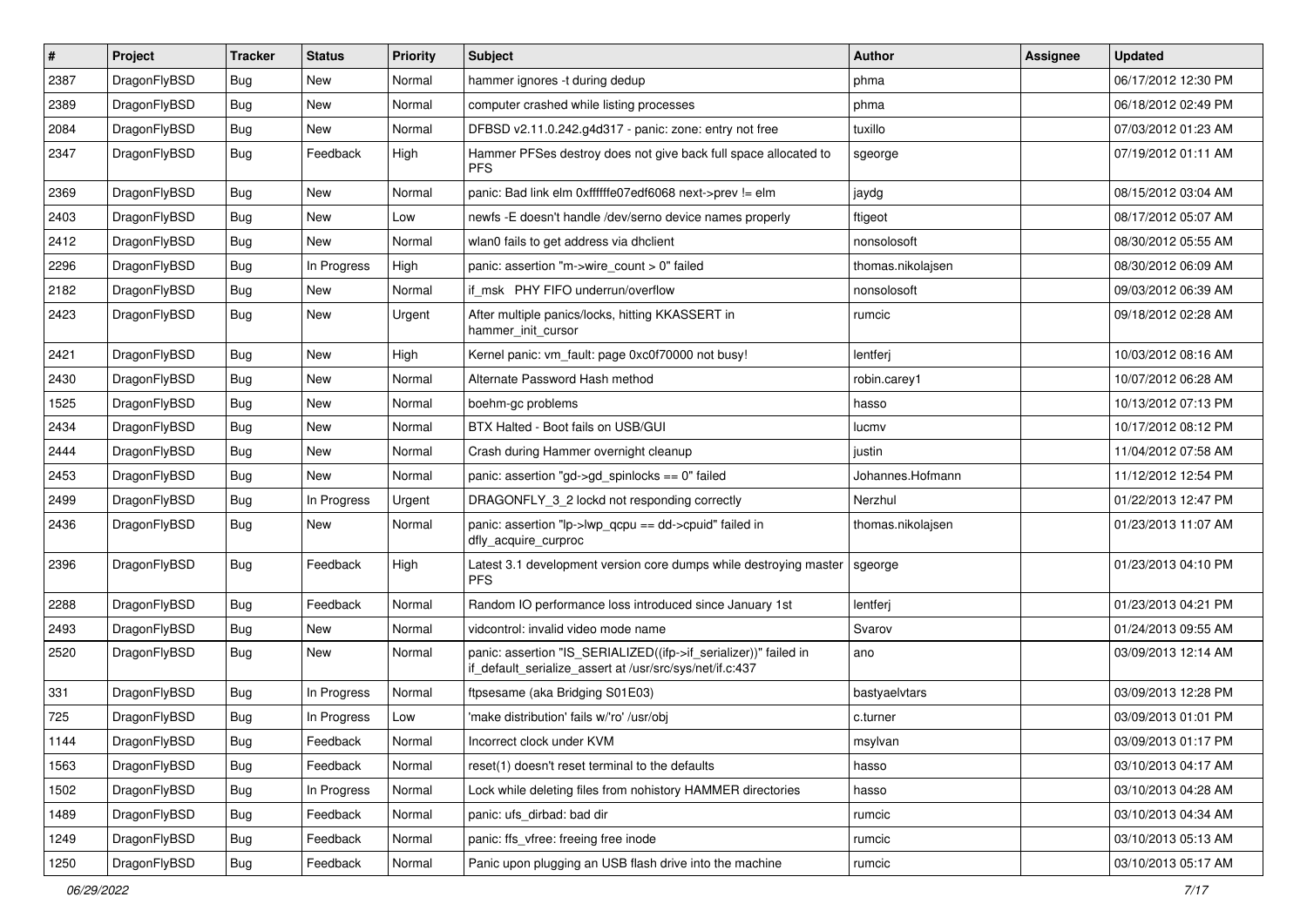| # | Project | Tracker | Status | Priority | Subject | Author | Assignee | Updated |
|---|---|---|---|---|---|---|---|---|
| 2387 | DragonFlyBSD | Bug | New | Normal | hammer ignores -t during dedup | phma | | 06/17/2012 12:30 PM |
| 2389 | DragonFlyBSD | Bug | New | Normal | computer crashed while listing processes | phma | | 06/18/2012 02:49 PM |
| 2084 | DragonFlyBSD | Bug | New | Normal | DFBSD v2.11.0.242.g4d317 - panic: zone: entry not free | tuxillo | | 07/03/2012 01:23 AM |
| 2347 | DragonFlyBSD | Bug | Feedback | High | Hammer PFSes destroy does not give back full space allocated to PFS | sgeorge | | 07/19/2012 01:11 AM |
| 2369 | DragonFlyBSD | Bug | New | Normal | panic: Bad link elm 0xffffffe07edf6068 next->prev != elm | jaydg | | 08/15/2012 03:04 AM |
| 2403 | DragonFlyBSD | Bug | New | Low | newfs -E doesn't handle /dev/serno device names properly | ftigeot | | 08/17/2012 05:07 AM |
| 2412 | DragonFlyBSD | Bug | New | Normal | wlan0 fails to get address via dhclient | nonsolosoft | | 08/30/2012 05:55 AM |
| 2296 | DragonFlyBSD | Bug | In Progress | High | panic: assertion "m->wire_count > 0" failed | thomas.nikolajsen | | 08/30/2012 06:09 AM |
| 2182 | DragonFlyBSD | Bug | New | Normal | if_msk PHY FIFO underrun/overflow | nonsolosoft | | 09/03/2012 06:39 AM |
| 2423 | DragonFlyBSD | Bug | New | Urgent | After multiple panics/locks, hitting KKASSERT in hammer_init_cursor | rumcic | | 09/18/2012 02:28 AM |
| 2421 | DragonFlyBSD | Bug | New | High | Kernel panic: vm_fault: page 0xc0f70000 not busy! | lentferj | | 10/03/2012 08:16 AM |
| 2430 | DragonFlyBSD | Bug | New | Normal | Alternate Password Hash method | robin.carey1 | | 10/07/2012 06:28 AM |
| 1525 | DragonFlyBSD | Bug | New | Normal | boehm-gc problems | hasso | | 10/13/2012 07:13 PM |
| 2434 | DragonFlyBSD | Bug | New | Normal | BTX Halted - Boot fails on USB/GUI | lucmv | | 10/17/2012 08:12 PM |
| 2444 | DragonFlyBSD | Bug | New | Normal | Crash during Hammer overnight cleanup | justin | | 11/04/2012 07:58 AM |
| 2453 | DragonFlyBSD | Bug | New | Normal | panic: assertion "gd->gd_spinlocks == 0" failed | Johannes.Hofmann | | 11/12/2012 12:54 PM |
| 2499 | DragonFlyBSD | Bug | In Progress | Urgent | DRAGONFLY_3_2 lockd not responding correctly | Nerzhul | | 01/22/2013 12:47 PM |
| 2436 | DragonFlyBSD | Bug | New | Normal | panic: assertion "lp->lwp_qcpu == dd->cpuid" failed in dfly_acquire_curproc | thomas.nikolajsen | | 01/23/2013 11:07 AM |
| 2396 | DragonFlyBSD | Bug | Feedback | High | Latest 3.1 development version core dumps while destroying master PFS | sgeorge | | 01/23/2013 04:10 PM |
| 2288 | DragonFlyBSD | Bug | Feedback | Normal | Random IO performance loss introduced since January 1st | lentferj | | 01/23/2013 04:21 PM |
| 2493 | DragonFlyBSD | Bug | New | Normal | vidcontrol: invalid video mode name | Svarov | | 01/24/2013 09:55 AM |
| 2520 | DragonFlyBSD | Bug | New | Normal | panic: assertion "IS_SERIALIZED((ifp->if_serializer))" failed in if_default_serialize_assert at /usr/src/sys/net/if.c:437 | ano | | 03/09/2013 12:14 AM |
| 331 | DragonFlyBSD | Bug | In Progress | Normal | ftpsesame (aka Bridging S01E03) | bastyaelvtars | | 03/09/2013 12:28 PM |
| 725 | DragonFlyBSD | Bug | In Progress | Low | 'make distribution' fails w/'ro' /usr/obj | c.turner | | 03/09/2013 01:01 PM |
| 1144 | DragonFlyBSD | Bug | Feedback | Normal | Incorrect clock under KVM | msylvan | | 03/09/2013 01:17 PM |
| 1563 | DragonFlyBSD | Bug | Feedback | Normal | reset(1) doesn't reset terminal to the defaults | hasso | | 03/10/2013 04:17 AM |
| 1502 | DragonFlyBSD | Bug | In Progress | Normal | Lock while deleting files from nohistory HAMMER directories | hasso | | 03/10/2013 04:28 AM |
| 1489 | DragonFlyBSD | Bug | Feedback | Normal | panic: ufs_dirbad: bad dir | rumcic | | 03/10/2013 04:34 AM |
| 1249 | DragonFlyBSD | Bug | Feedback | Normal | panic: ffs_vfree: freeing free inode | rumcic | | 03/10/2013 05:13 AM |
| 1250 | DragonFlyBSD | Bug | Feedback | Normal | Panic upon plugging an USB flash drive into the machine | rumcic | | 03/10/2013 05:17 AM |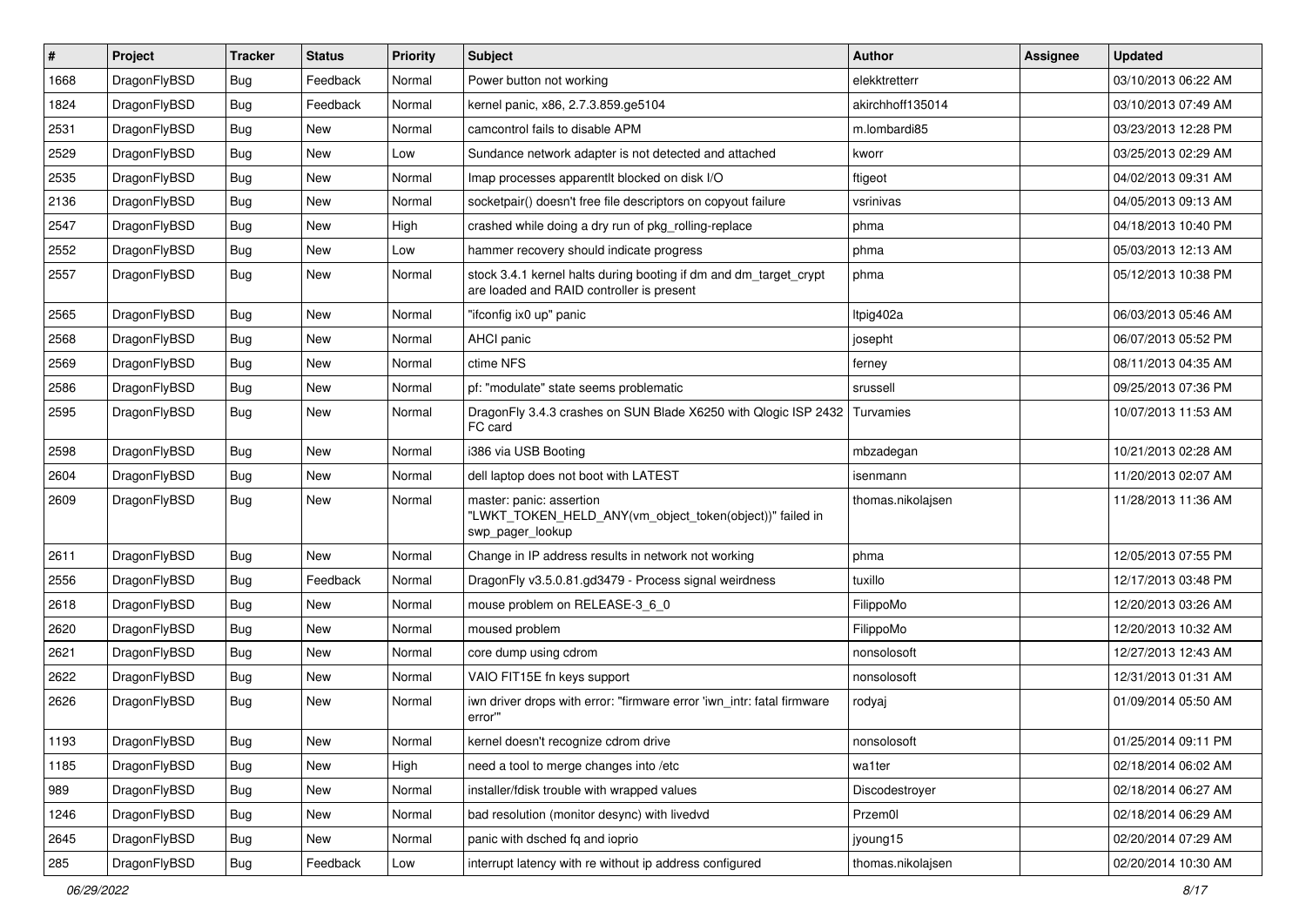| # | Project | Tracker | Status | Priority | Subject | Author | Assignee | Updated |
|---|---|---|---|---|---|---|---|---|
| 1668 | DragonFlyBSD | Bug | Feedback | Normal | Power button not working | elekktretterr | | 03/10/2013 06:22 AM |
| 1824 | DragonFlyBSD | Bug | Feedback | Normal | kernel panic, x86, 2.7.3.859.ge5104 | akirchhoff135014 | | 03/10/2013 07:49 AM |
| 2531 | DragonFlyBSD | Bug | New | Normal | camcontrol fails to disable APM | m.lombardi85 | | 03/23/2013 12:28 PM |
| 2529 | DragonFlyBSD | Bug | New | Low | Sundance network adapter is not detected and attached | kworr | | 03/25/2013 02:29 AM |
| 2535 | DragonFlyBSD | Bug | New | Normal | Imap processes apparentlt blocked on disk I/O | ftigeot | | 04/02/2013 09:31 AM |
| 2136 | DragonFlyBSD | Bug | New | Normal | socketpair() doesn't free file descriptors on copyout failure | vsrinivas | | 04/05/2013 09:13 AM |
| 2547 | DragonFlyBSD | Bug | New | High | crashed while doing a dry run of pkg_rolling-replace | phma | | 04/18/2013 10:40 PM |
| 2552 | DragonFlyBSD | Bug | New | Low | hammer recovery should indicate progress | phma | | 05/03/2013 12:13 AM |
| 2557 | DragonFlyBSD | Bug | New | Normal | stock 3.4.1 kernel halts during booting if dm and dm_target_crypt are loaded and RAID controller is present | phma | | 05/12/2013 10:38 PM |
| 2565 | DragonFlyBSD | Bug | New | Normal | "ifconfig ix0 up" panic | ltpig402a | | 06/03/2013 05:46 AM |
| 2568 | DragonFlyBSD | Bug | New | Normal | AHCI panic | josepht | | 06/07/2013 05:52 PM |
| 2569 | DragonFlyBSD | Bug | New | Normal | ctime NFS | ferney | | 08/11/2013 04:35 AM |
| 2586 | DragonFlyBSD | Bug | New | Normal | pf: "modulate" state seems problematic | srussell | | 09/25/2013 07:36 PM |
| 2595 | DragonFlyBSD | Bug | New | Normal | DragonFly 3.4.3 crashes on SUN Blade X6250 with Qlogic ISP 2432 FC card | Turvamies | | 10/07/2013 11:53 AM |
| 2598 | DragonFlyBSD | Bug | New | Normal | i386 via USB Booting | mbzadegan | | 10/21/2013 02:28 AM |
| 2604 | DragonFlyBSD | Bug | New | Normal | dell laptop does not boot with LATEST | isenmann | | 11/20/2013 02:07 AM |
| 2609 | DragonFlyBSD | Bug | New | Normal | master: panic: assertion "LWKT_TOKEN_HELD_ANY(vm_object_token(object))" failed in swp_pager_lookup | thomas.nikolajsen | | 11/28/2013 11:36 AM |
| 2611 | DragonFlyBSD | Bug | New | Normal | Change in IP address results in network not working | phma | | 12/05/2013 07:55 PM |
| 2556 | DragonFlyBSD | Bug | Feedback | Normal | DragonFly v3.5.0.81.gd3479 - Process signal weirdness | tuxillo | | 12/17/2013 03:48 PM |
| 2618 | DragonFlyBSD | Bug | New | Normal | mouse problem on RELEASE-3_6_0 | FilippoMo | | 12/20/2013 03:26 AM |
| 2620 | DragonFlyBSD | Bug | New | Normal | moused problem | FilippoMo | | 12/20/2013 10:32 AM |
| 2621 | DragonFlyBSD | Bug | New | Normal | core dump using cdrom | nonsolosoft | | 12/27/2013 12:43 AM |
| 2622 | DragonFlyBSD | Bug | New | Normal | VAIO FIT15E fn keys support | nonsolosoft | | 12/31/2013 01:31 AM |
| 2626 | DragonFlyBSD | Bug | New | Normal | iwn driver drops with error: "firmware error 'iwn_intr: fatal firmware error'" | rodyaj | | 01/09/2014 05:50 AM |
| 1193 | DragonFlyBSD | Bug | New | Normal | kernel doesn't recognize cdrom drive | nonsolosoft | | 01/25/2014 09:11 PM |
| 1185 | DragonFlyBSD | Bug | New | High | need a tool to merge changes into /etc | wa1ter | | 02/18/2014 06:02 AM |
| 989 | DragonFlyBSD | Bug | New | Normal | installer/fdisk trouble with wrapped values | Discodestroyer | | 02/18/2014 06:27 AM |
| 1246 | DragonFlyBSD | Bug | New | Normal | bad resolution (monitor desync) with livedvd | Przem0l | | 02/18/2014 06:29 AM |
| 2645 | DragonFlyBSD | Bug | New | Normal | panic with dsched fq and ioprio | jyoung15 | | 02/20/2014 07:29 AM |
| 285 | DragonFlyBSD | Bug | Feedback | Low | interrupt latency with re without ip address configured | thomas.nikolajsen | | 02/20/2014 10:30 AM |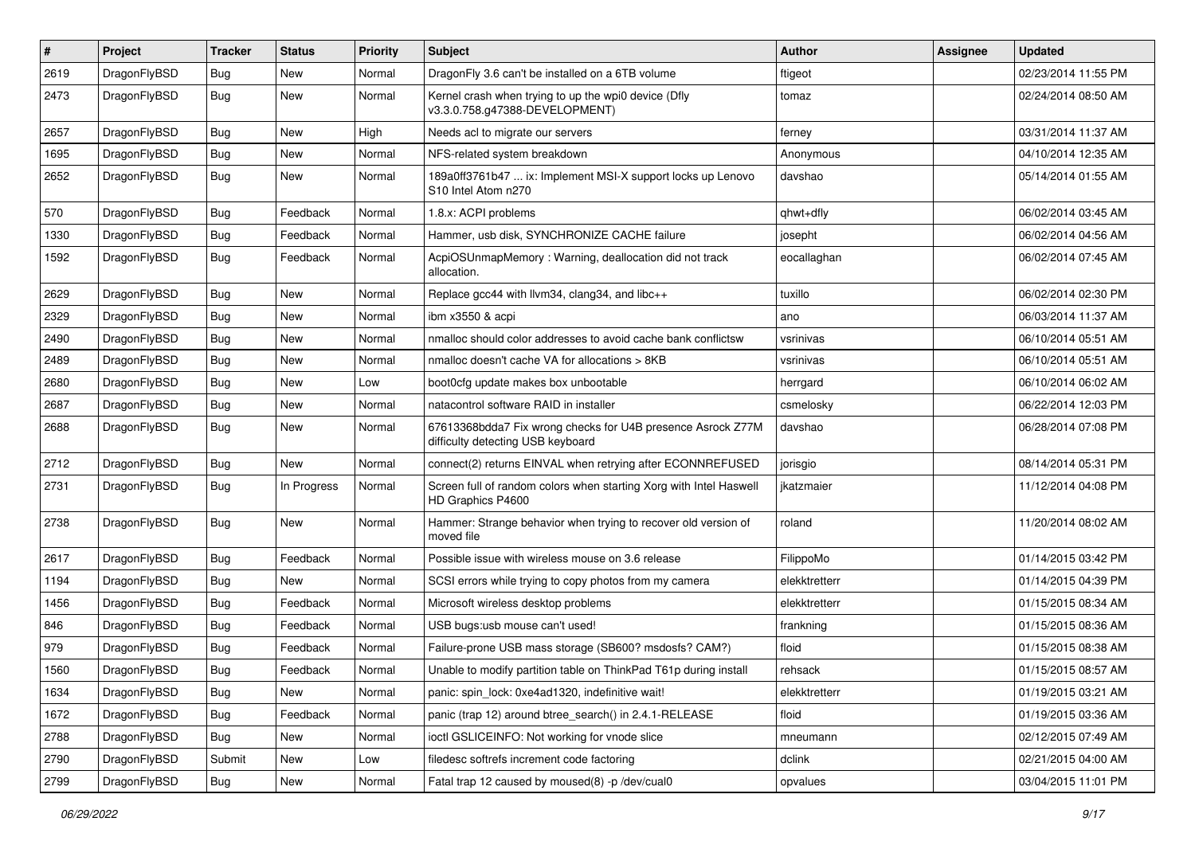| # | Project | Tracker | Status | Priority | Subject | Author | Assignee | Updated |
|---|---|---|---|---|---|---|---|---|
| 2619 | DragonFlyBSD | Bug | New | Normal | DragonFly 3.6 can't be installed on a 6TB volume | ftigeot | | 02/23/2014 11:55 PM |
| 2473 | DragonFlyBSD | Bug | New | Normal | Kernel crash when trying to up the wpi0 device (Dfly v3.3.0.758.g47388-DEVELOPMENT) | tomaz | | 02/24/2014 08:50 AM |
| 2657 | DragonFlyBSD | Bug | New | High | Needs acl to migrate our servers | ferney | | 03/31/2014 11:37 AM |
| 1695 | DragonFlyBSD | Bug | New | Normal | NFS-related system breakdown | Anonymous | | 04/10/2014 12:35 AM |
| 2652 | DragonFlyBSD | Bug | New | Normal | 189a0ff3761b47 ... ix: Implement MSI-X support locks up Lenovo S10 Intel Atom n270 | davshao | | 05/14/2014 01:55 AM |
| 570 | DragonFlyBSD | Bug | Feedback | Normal | 1.8.x: ACPI problems | qhwt+dfly | | 06/02/2014 03:45 AM |
| 1330 | DragonFlyBSD | Bug | Feedback | Normal | Hammer, usb disk, SYNCHRONIZE CACHE failure | josepht | | 06/02/2014 04:56 AM |
| 1592 | DragonFlyBSD | Bug | Feedback | Normal | AcpiOSUnmapMemory : Warning, deallocation did not track allocation. | eocallaghan | | 06/02/2014 07:45 AM |
| 2629 | DragonFlyBSD | Bug | New | Normal | Replace gcc44 with llvm34, clang34, and libc++ | tuxillo | | 06/02/2014 02:30 PM |
| 2329 | DragonFlyBSD | Bug | New | Normal | ibm x3550 & acpi | ano | | 06/03/2014 11:37 AM |
| 2490 | DragonFlyBSD | Bug | New | Normal | nmalloc should color addresses to avoid cache bank conflictsw | vsrinivas | | 06/10/2014 05:51 AM |
| 2489 | DragonFlyBSD | Bug | New | Normal | nmalloc doesn't cache VA for allocations > 8KB | vsrinivas | | 06/10/2014 05:51 AM |
| 2680 | DragonFlyBSD | Bug | New | Low | boot0cfg update makes box unbootable | herrgard | | 06/10/2014 06:02 AM |
| 2687 | DragonFlyBSD | Bug | New | Normal | natacontrol software RAID in installer | csmelosky | | 06/22/2014 12:03 PM |
| 2688 | DragonFlyBSD | Bug | New | Normal | 67613368bdda7 Fix wrong checks for U4B presence Asrock Z77M difficulty detecting USB keyboard | davshao | | 06/28/2014 07:08 PM |
| 2712 | DragonFlyBSD | Bug | New | Normal | connect(2) returns EINVAL when retrying after ECONNREFUSED | jorisgio | | 08/14/2014 05:31 PM |
| 2731 | DragonFlyBSD | Bug | In Progress | Normal | Screen full of random colors when starting Xorg with Intel Haswell HD Graphics P4600 | jkatzmaier | | 11/12/2014 04:08 PM |
| 2738 | DragonFlyBSD | Bug | New | Normal | Hammer: Strange behavior when trying to recover old version of moved file | roland | | 11/20/2014 08:02 AM |
| 2617 | DragonFlyBSD | Bug | Feedback | Normal | Possible issue with wireless mouse on 3.6 release | FilippoMo | | 01/14/2015 03:42 PM |
| 1194 | DragonFlyBSD | Bug | New | Normal | SCSI errors while trying to copy photos from my camera | elekktretterr | | 01/14/2015 04:39 PM |
| 1456 | DragonFlyBSD | Bug | Feedback | Normal | Microsoft wireless desktop problems | elekktretterr | | 01/15/2015 08:34 AM |
| 846 | DragonFlyBSD | Bug | Feedback | Normal | USB bugs:usb mouse can't used! | frankning | | 01/15/2015 08:36 AM |
| 979 | DragonFlyBSD | Bug | Feedback | Normal | Failure-prone USB mass storage (SB600? msdosfs? CAM?) | floid | | 01/15/2015 08:38 AM |
| 1560 | DragonFlyBSD | Bug | Feedback | Normal | Unable to modify partition table on ThinkPad T61p during install | rehsack | | 01/15/2015 08:57 AM |
| 1634 | DragonFlyBSD | Bug | New | Normal | panic: spin_lock: 0xe4ad1320, indefinitive wait! | elekktretterr | | 01/19/2015 03:21 AM |
| 1672 | DragonFlyBSD | Bug | Feedback | Normal | panic (trap 12) around btree_search() in 2.4.1-RELEASE | floid | | 01/19/2015 03:36 AM |
| 2788 | DragonFlyBSD | Bug | New | Normal | ioctl GSLICEINFO: Not working for vnode slice | mneumann | | 02/12/2015 07:49 AM |
| 2790 | DragonFlyBSD | Submit | New | Low | filedesc softrefs increment code factoring | dclink | | 02/21/2015 04:00 AM |
| 2799 | DragonFlyBSD | Bug | New | Normal | Fatal trap 12 caused by moused(8) -p /dev/cual0 | opvalues | | 03/04/2015 11:01 PM |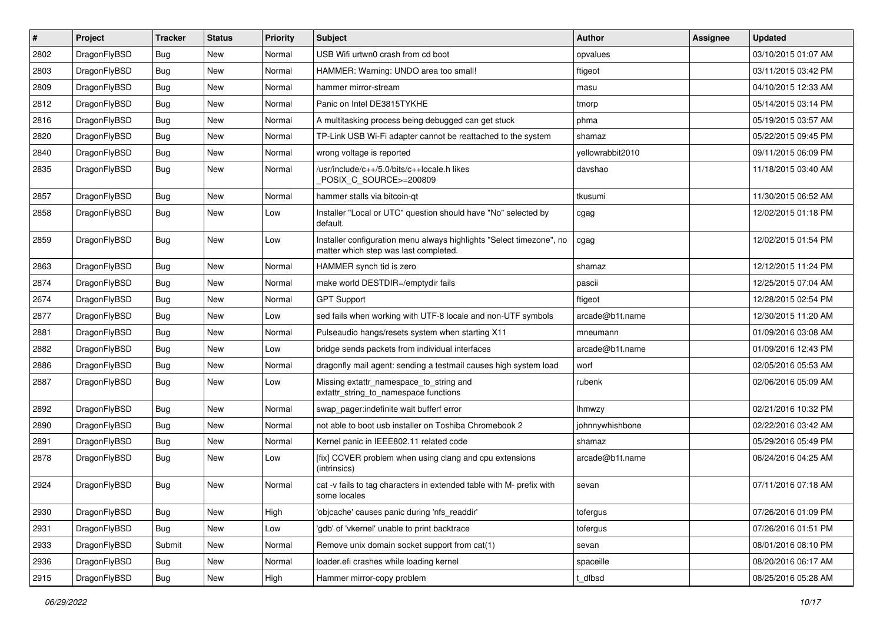| # | Project | Tracker | Status | Priority | Subject | Author | Assignee | Updated |
|---|---|---|---|---|---|---|---|---|
| 2802 | DragonFlyBSD | Bug | New | Normal | USB Wifi urtwn0 crash from cd boot | opvalues | | 03/10/2015 01:07 AM |
| 2803 | DragonFlyBSD | Bug | New | Normal | HAMMER: Warning: UNDO area too small! | ftigeot | | 03/11/2015 03:42 PM |
| 2809 | DragonFlyBSD | Bug | New | Normal | hammer mirror-stream | masu | | 04/10/2015 12:33 AM |
| 2812 | DragonFlyBSD | Bug | New | Normal | Panic on Intel DE3815TYKHE | tmorp | | 05/14/2015 03:14 PM |
| 2816 | DragonFlyBSD | Bug | New | Normal | A multitasking process being debugged can get stuck | phma | | 05/19/2015 03:57 AM |
| 2820 | DragonFlyBSD | Bug | New | Normal | TP-Link USB Wi-Fi adapter cannot be reattached to the system | shamaz | | 05/22/2015 09:45 PM |
| 2840 | DragonFlyBSD | Bug | New | Normal | wrong voltage is reported | yellowrabbit2010 | | 09/11/2015 06:09 PM |
| 2835 | DragonFlyBSD | Bug | New | Normal | /usr/include/c++/5.0/bits/c++locale.h likes _POSIX_C_SOURCE>=200809 | davshao | | 11/18/2015 03:40 AM |
| 2857 | DragonFlyBSD | Bug | New | Normal | hammer stalls via bitcoin-qt | tkusumi | | 11/30/2015 06:52 AM |
| 2858 | DragonFlyBSD | Bug | New | Low | Installer "Local or UTC" question should have "No" selected by default. | cgag | | 12/02/2015 01:18 PM |
| 2859 | DragonFlyBSD | Bug | New | Low | Installer configuration menu always highlights "Select timezone", no matter which step was last completed. | cgag | | 12/02/2015 01:54 PM |
| 2863 | DragonFlyBSD | Bug | New | Normal | HAMMER synch tid is zero | shamaz | | 12/12/2015 11:24 PM |
| 2874 | DragonFlyBSD | Bug | New | Normal | make world DESTDIR=/emptydir fails | pascii | | 12/25/2015 07:04 AM |
| 2674 | DragonFlyBSD | Bug | New | Normal | GPT Support | ftigeot | | 12/28/2015 02:54 PM |
| 2877 | DragonFlyBSD | Bug | New | Low | sed fails when working with UTF-8 locale and non-UTF symbols | arcade@b1t.name | | 12/30/2015 11:20 AM |
| 2881 | DragonFlyBSD | Bug | New | Normal | Pulseaudio hangs/resets system when starting X11 | mneumann | | 01/09/2016 03:08 AM |
| 2882 | DragonFlyBSD | Bug | New | Low | bridge sends packets from individual interfaces | arcade@b1t.name | | 01/09/2016 12:43 PM |
| 2886 | DragonFlyBSD | Bug | New | Normal | dragonfly mail agent: sending a testmail causes high system load | worf | | 02/05/2016 05:53 AM |
| 2887 | DragonFlyBSD | Bug | New | Low | Missing extattr_namespace_to_string and extattr_string_to_namespace functions | rubenk | | 02/06/2016 05:09 AM |
| 2892 | DragonFlyBSD | Bug | New | Normal | swap_pager:indefinite wait bufferf error | lhmwzy | | 02/21/2016 10:32 PM |
| 2890 | DragonFlyBSD | Bug | New | Normal | not able to boot usb installer on Toshiba Chromebook 2 | johnnywhishbone | | 02/22/2016 03:42 AM |
| 2891 | DragonFlyBSD | Bug | New | Normal | Kernel panic in IEEE802.11 related code | shamaz | | 05/29/2016 05:49 PM |
| 2878 | DragonFlyBSD | Bug | New | Low | [fix] CCVER problem when using clang and cpu extensions (intrinsics) | arcade@b1t.name | | 06/24/2016 04:25 AM |
| 2924 | DragonFlyBSD | Bug | New | Normal | cat -v fails to tag characters in extended table with M- prefix with some locales | sevan | | 07/11/2016 07:18 AM |
| 2930 | DragonFlyBSD | Bug | New | High | 'objcache' causes panic during 'nfs_readdir' | tofergus | | 07/26/2016 01:09 PM |
| 2931 | DragonFlyBSD | Bug | New | Low | 'gdb' of 'vkernel' unable to print backtrace | tofergus | | 07/26/2016 01:51 PM |
| 2933 | DragonFlyBSD | Submit | New | Normal | Remove unix domain socket support from cat(1) | sevan | | 08/01/2016 08:10 PM |
| 2936 | DragonFlyBSD | Bug | New | Normal | loader.efi crashes while loading kernel | spaceille | | 08/20/2016 06:17 AM |
| 2915 | DragonFlyBSD | Bug | New | High | Hammer mirror-copy problem | t_dfbsd | | 08/25/2016 05:28 AM |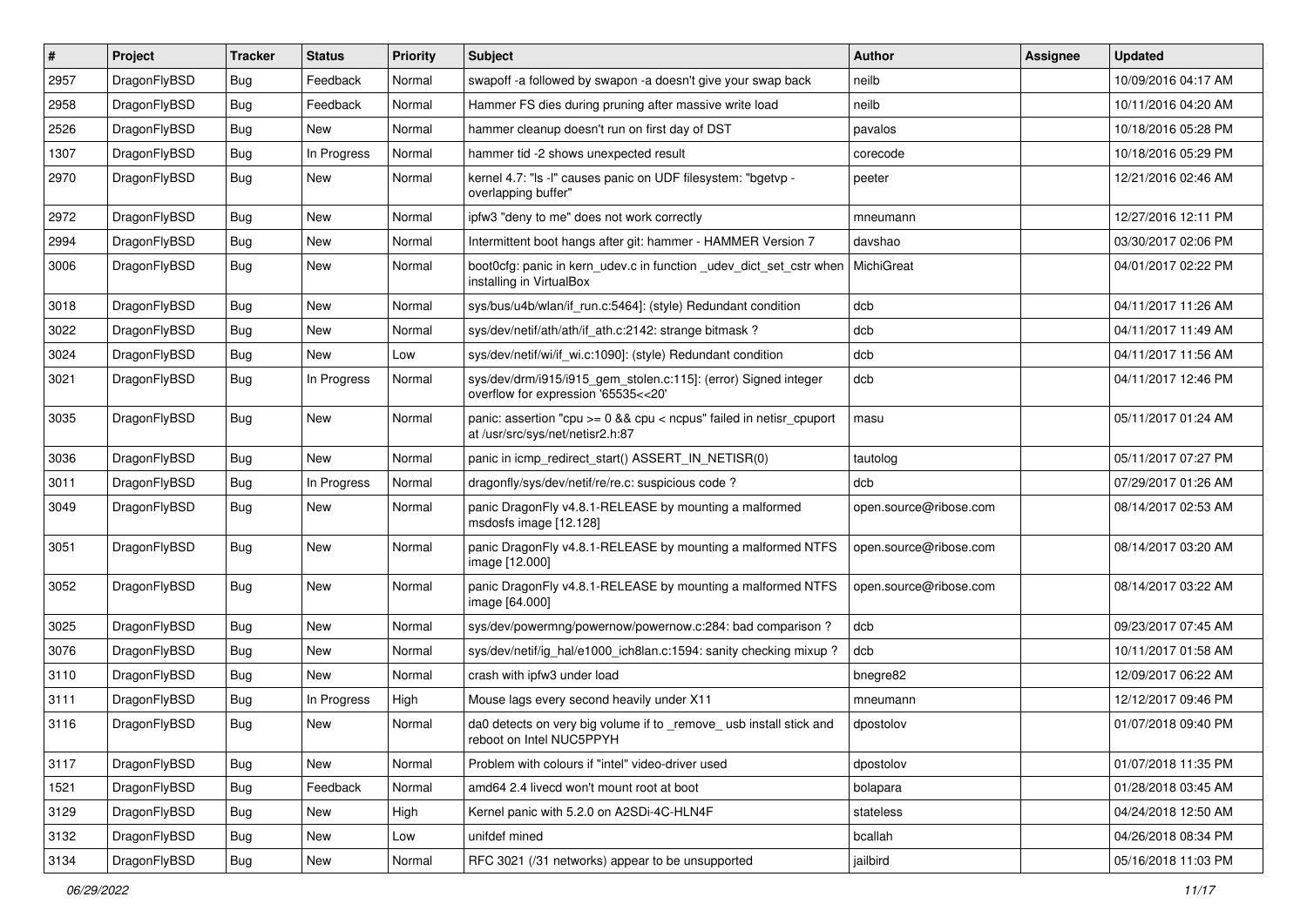| # | Project | Tracker | Status | Priority | Subject | Author | Assignee | Updated |
|---|---|---|---|---|---|---|---|---|
| 2957 | DragonFlyBSD | Bug | Feedback | Normal | swapoff -a followed by swapon -a doesn't give your swap back | neilb | | 10/09/2016 04:17 AM |
| 2958 | DragonFlyBSD | Bug | Feedback | Normal | Hammer FS dies during pruning after massive write load | neilb | | 10/11/2016 04:20 AM |
| 2526 | DragonFlyBSD | Bug | New | Normal | hammer cleanup doesn't run on first day of DST | pavalos | | 10/18/2016 05:28 PM |
| 1307 | DragonFlyBSD | Bug | In Progress | Normal | hammer tid -2 shows unexpected result | corecode | | 10/18/2016 05:29 PM |
| 2970 | DragonFlyBSD | Bug | New | Normal | kernel 4.7: "ls -l" causes panic on UDF filesystem: "bgetvp - overlapping buffer" | peeter | | 12/21/2016 02:46 AM |
| 2972 | DragonFlyBSD | Bug | New | Normal | ipfw3 "deny to me" does not work correctly | mneumann | | 12/27/2016 12:11 PM |
| 2994 | DragonFlyBSD | Bug | New | Normal | Intermittent boot hangs after git: hammer - HAMMER Version 7 | davshao | | 03/30/2017 02:06 PM |
| 3006 | DragonFlyBSD | Bug | New | Normal | boot0cfg: panic in kern_udev.c in function _udev_dict_set_cstr when installing in VirtualBox | MichiGreat | | 04/01/2017 02:22 PM |
| 3018 | DragonFlyBSD | Bug | New | Normal | sys/bus/u4b/wlan/if_run.c:5464]: (style) Redundant condition | dcb | | 04/11/2017 11:26 AM |
| 3022 | DragonFlyBSD | Bug | New | Normal | sys/dev/netif/ath/ath/if_ath.c:2142: strange bitmask ? | dcb | | 04/11/2017 11:49 AM |
| 3024 | DragonFlyBSD | Bug | New | Low | sys/dev/netif/wi/if_wi.c:1090]: (style) Redundant condition | dcb | | 04/11/2017 11:56 AM |
| 3021 | DragonFlyBSD | Bug | In Progress | Normal | sys/dev/drm/i915/i915_gem_stolen.c:115]: (error) Signed integer overflow for expression '65535<<20' | dcb | | 04/11/2017 12:46 PM |
| 3035 | DragonFlyBSD | Bug | New | Normal | panic: assertion "cpu >= 0 && cpu < ncpus" failed in netisr_cpuport at /usr/src/sys/net/netisr2.h:87 | masu | | 05/11/2017 01:24 AM |
| 3036 | DragonFlyBSD | Bug | New | Normal | panic in icmp_redirect_start() ASSERT_IN_NETISR(0) | tautolog | | 05/11/2017 07:27 PM |
| 3011 | DragonFlyBSD | Bug | In Progress | Normal | dragonfly/sys/dev/netif/re/re.c: suspicious code ? | dcb | | 07/29/2017 01:26 AM |
| 3049 | DragonFlyBSD | Bug | New | Normal | panic DragonFly v4.8.1-RELEASE by mounting a malformed msdosfs image [12.128] | open.source@ribose.com | | 08/14/2017 02:53 AM |
| 3051 | DragonFlyBSD | Bug | New | Normal | panic DragonFly v4.8.1-RELEASE by mounting a malformed NTFS image [12.000] | open.source@ribose.com | | 08/14/2017 03:20 AM |
| 3052 | DragonFlyBSD | Bug | New | Normal | panic DragonFly v4.8.1-RELEASE by mounting a malformed NTFS image [64.000] | open.source@ribose.com | | 08/14/2017 03:22 AM |
| 3025 | DragonFlyBSD | Bug | New | Normal | sys/dev/powermng/powernow/powernow.c:284: bad comparison ? | dcb | | 09/23/2017 07:45 AM |
| 3076 | DragonFlyBSD | Bug | New | Normal | sys/dev/netif/ig_hal/e1000_ich8lan.c:1594: sanity checking mixup ? | dcb | | 10/11/2017 01:58 AM |
| 3110 | DragonFlyBSD | Bug | New | Normal | crash with ipfw3 under load | bnegre82 | | 12/09/2017 06:22 AM |
| 3111 | DragonFlyBSD | Bug | In Progress | High | Mouse lags every second heavily under X11 | mneumann | | 12/12/2017 09:46 PM |
| 3116 | DragonFlyBSD | Bug | New | Normal | da0 detects on very big volume if to _remove_ usb install stick and reboot on Intel NUC5PPYH | dpostolov | | 01/07/2018 09:40 PM |
| 3117 | DragonFlyBSD | Bug | New | Normal | Problem with colours if "intel" video-driver used | dpostolov | | 01/07/2018 11:35 PM |
| 1521 | DragonFlyBSD | Bug | Feedback | Normal | amd64 2.4 livecd won't mount root at boot | bolapara | | 01/28/2018 03:45 AM |
| 3129 | DragonFlyBSD | Bug | New | High | Kernel panic with 5.2.0 on A2SDi-4C-HLN4F | stateless | | 04/24/2018 12:50 AM |
| 3132 | DragonFlyBSD | Bug | New | Low | unifdef mined | bcallah | | 04/26/2018 08:34 PM |
| 3134 | DragonFlyBSD | Bug | New | Normal | RFC 3021 (/31 networks) appear to be unsupported | jailbird | | 05/16/2018 11:03 PM |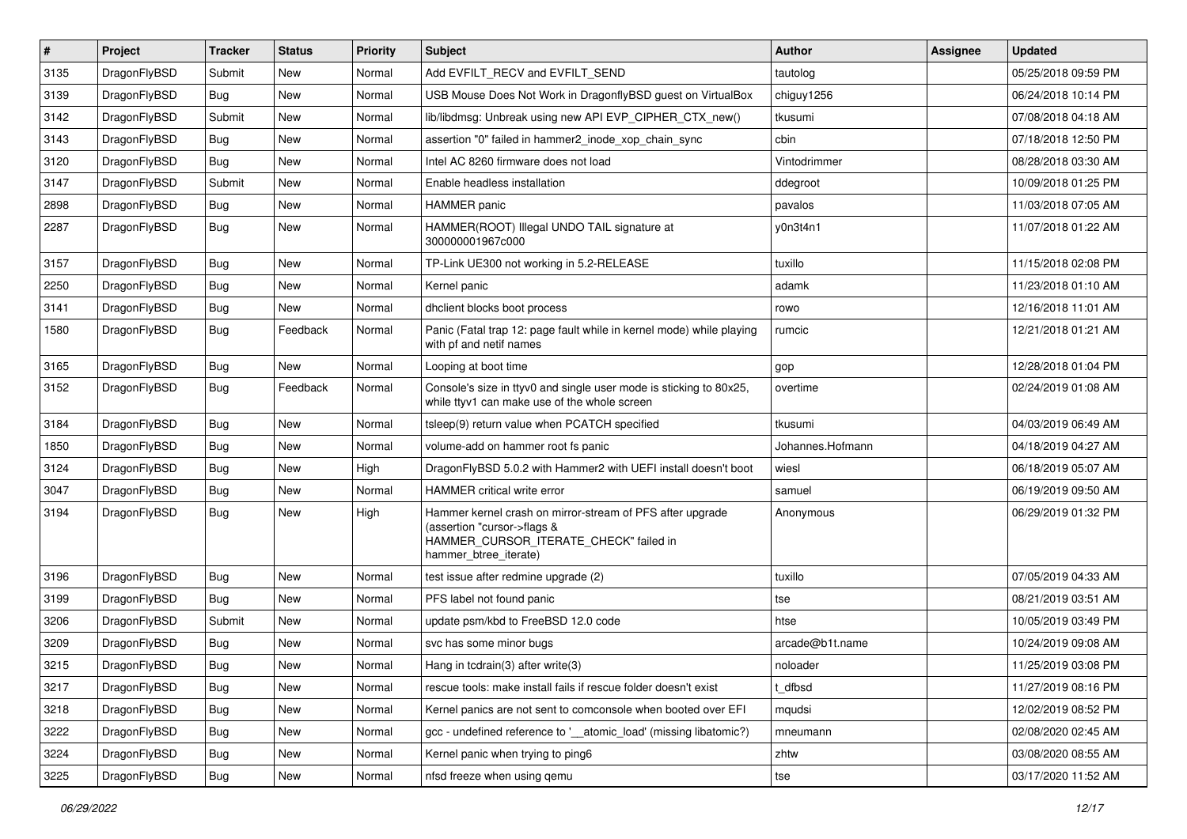| # | Project | Tracker | Status | Priority | Subject | Author | Assignee | Updated |
| --- | --- | --- | --- | --- | --- | --- | --- | --- |
| 3135 | DragonFlyBSD | Submit | New | Normal | Add EVFILT_RECV and EVFILT_SEND | tautolog | | 05/25/2018 09:59 PM |
| 3139 | DragonFlyBSD | Bug | New | Normal | USB Mouse Does Not Work in DragonflyBSD guest on VirtualBox | chiguy1256 | | 06/24/2018 10:14 PM |
| 3142 | DragonFlyBSD | Submit | New | Normal | lib/libdmsg: Unbreak using new API EVP_CIPHER_CTX_new() | tkusumi | | 07/08/2018 04:18 AM |
| 3143 | DragonFlyBSD | Bug | New | Normal | assertion "0" failed in hammer2_inode_xop_chain_sync | cbin | | 07/18/2018 12:50 PM |
| 3120 | DragonFlyBSD | Bug | New | Normal | Intel AC 8260 firmware does not load | Vintodrimmer | | 08/28/2018 03:30 AM |
| 3147 | DragonFlyBSD | Submit | New | Normal | Enable headless installation | ddegroot | | 10/09/2018 01:25 PM |
| 2898 | DragonFlyBSD | Bug | New | Normal | HAMMER panic | pavalos | | 11/03/2018 07:05 AM |
| 2287 | DragonFlyBSD | Bug | New | Normal | HAMMER(ROOT) Illegal UNDO TAIL signature at 300000001967c000 | y0n3t4n1 | | 11/07/2018 01:22 AM |
| 3157 | DragonFlyBSD | Bug | New | Normal | TP-Link UE300 not working in 5.2-RELEASE | tuxillo | | 11/15/2018 02:08 PM |
| 2250 | DragonFlyBSD | Bug | New | Normal | Kernel panic | adamk | | 11/23/2018 01:10 AM |
| 3141 | DragonFlyBSD | Bug | New | Normal | dhclient blocks boot process | rowo | | 12/16/2018 11:01 AM |
| 1580 | DragonFlyBSD | Bug | Feedback | Normal | Panic (Fatal trap 12: page fault while in kernel mode) while playing with pf and netif names | rumcic | | 12/21/2018 01:21 AM |
| 3165 | DragonFlyBSD | Bug | New | Normal | Looping at boot time | gop | | 12/28/2018 01:04 PM |
| 3152 | DragonFlyBSD | Bug | Feedback | Normal | Console's size in ttyv0 and single user mode is sticking to 80x25, while ttyv1 can make use of the whole screen | overtime | | 02/24/2019 01:08 AM |
| 3184 | DragonFlyBSD | Bug | New | Normal | tsleep(9) return value when PCATCH specified | tkusumi | | 04/03/2019 06:49 AM |
| 1850 | DragonFlyBSD | Bug | New | Normal | volume-add on hammer root fs panic | Johannes.Hofmann | | 04/18/2019 04:27 AM |
| 3124 | DragonFlyBSD | Bug | New | High | DragonFlyBSD 5.0.2 with Hammer2 with UEFI install doesn't boot | wiesl | | 06/18/2019 05:07 AM |
| 3047 | DragonFlyBSD | Bug | New | Normal | HAMMER critical write error | samuel | | 06/19/2019 09:50 AM |
| 3194 | DragonFlyBSD | Bug | New | High | Hammer kernel crash on mirror-stream of PFS after upgrade (assertion "cursor->flags & HAMMER_CURSOR_ITERATE_CHECK" failed in hammer_btree_iterate) | Anonymous | | 06/29/2019 01:32 PM |
| 3196 | DragonFlyBSD | Bug | New | Normal | test issue after redmine upgrade (2) | tuxillo | | 07/05/2019 04:33 AM |
| 3199 | DragonFlyBSD | Bug | New | Normal | PFS label not found panic | tse | | 08/21/2019 03:51 AM |
| 3206 | DragonFlyBSD | Submit | New | Normal | update psm/kbd to FreeBSD 12.0 code | htse | | 10/05/2019 03:49 PM |
| 3209 | DragonFlyBSD | Bug | New | Normal | svc has some minor bugs | arcade@b1t.name | | 10/24/2019 09:08 AM |
| 3215 | DragonFlyBSD | Bug | New | Normal | Hang in tcdrain(3) after write(3) | noloader | | 11/25/2019 03:08 PM |
| 3217 | DragonFlyBSD | Bug | New | Normal | rescue tools: make install fails if rescue folder doesn't exist | t_dfbsd | | 11/27/2019 08:16 PM |
| 3218 | DragonFlyBSD | Bug | New | Normal | Kernel panics are not sent to comconsole when booted over EFI | mqudsi | | 12/02/2019 08:52 PM |
| 3222 | DragonFlyBSD | Bug | New | Normal | gcc - undefined reference to '__atomic_load' (missing libatomic?) | mneumann | | 02/08/2020 02:45 AM |
| 3224 | DragonFlyBSD | Bug | New | Normal | Kernel panic when trying to ping6 | zhtw | | 03/08/2020 08:55 AM |
| 3225 | DragonFlyBSD | Bug | New | Normal | nfsd freeze when using qemu | tse | | 03/17/2020 11:52 AM |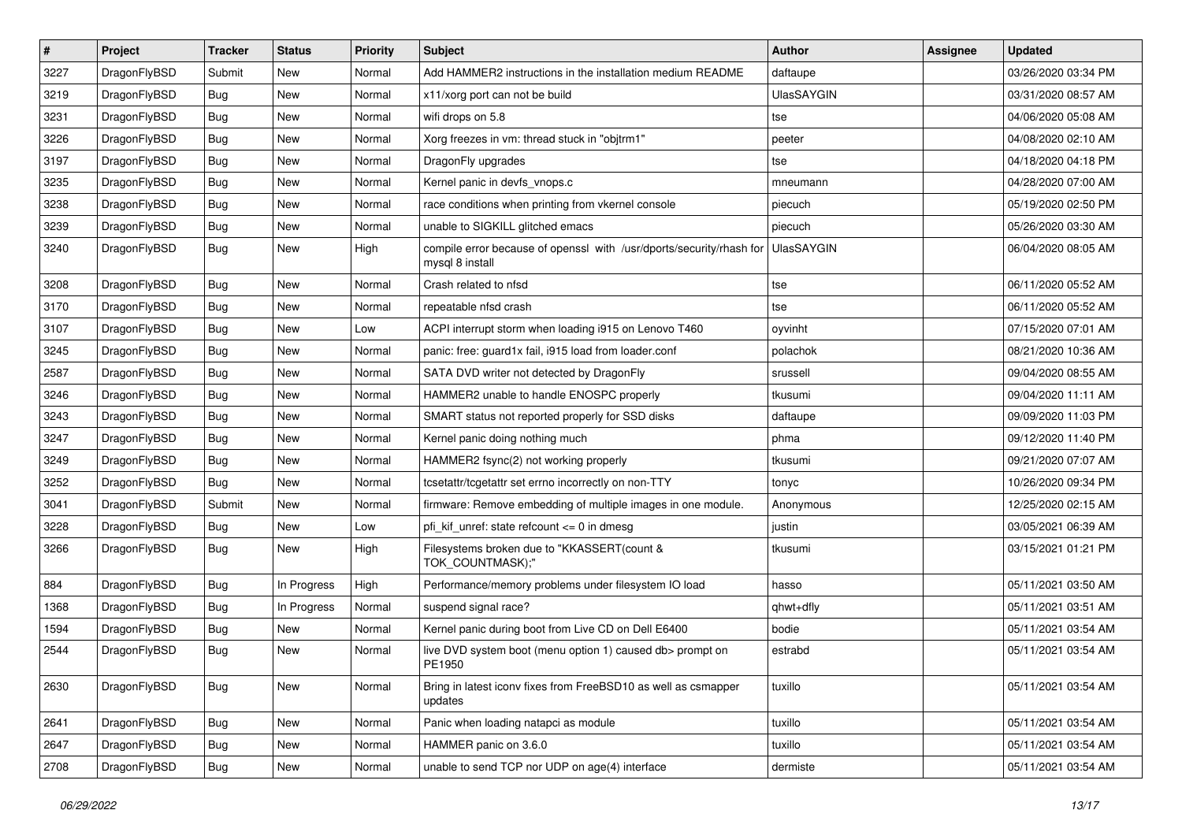| # | Project | Tracker | Status | Priority | Subject | Author | Assignee | Updated |
|---|---|---|---|---|---|---|---|---|
| 3227 | DragonFlyBSD | Submit | New | Normal | Add HAMMER2 instructions in the installation medium README | daftaupe | | 03/26/2020 03:34 PM |
| 3219 | DragonFlyBSD | Bug | New | Normal | x11/xorg port can not be build | UlasSAYGIN | | 03/31/2020 08:57 AM |
| 3231 | DragonFlyBSD | Bug | New | Normal | wifi drops on 5.8 | tse | | 04/06/2020 05:08 AM |
| 3226 | DragonFlyBSD | Bug | New | Normal | Xorg freezes in vm: thread stuck in "objtrm1" | peeter | | 04/08/2020 02:10 AM |
| 3197 | DragonFlyBSD | Bug | New | Normal | DragonFly upgrades | tse | | 04/18/2020 04:18 PM |
| 3235 | DragonFlyBSD | Bug | New | Normal | Kernel panic in devfs_vnops.c | mneumann | | 04/28/2020 07:00 AM |
| 3238 | DragonFlyBSD | Bug | New | Normal | race conditions when printing from vkernel console | piecuch | | 05/19/2020 02:50 PM |
| 3239 | DragonFlyBSD | Bug | New | Normal | unable to SIGKILL glitched emacs | piecuch | | 05/26/2020 03:30 AM |
| 3240 | DragonFlyBSD | Bug | New | High | compile error because of openssl with /usr/dports/security/rhash for mysql 8 install | UlasSAYGIN | | 06/04/2020 08:05 AM |
| 3208 | DragonFlyBSD | Bug | New | Normal | Crash related to nfsd | tse | | 06/11/2020 05:52 AM |
| 3170 | DragonFlyBSD | Bug | New | Normal | repeatable nfsd crash | tse | | 06/11/2020 05:52 AM |
| 3107 | DragonFlyBSD | Bug | New | Low | ACPI interrupt storm when loading i915 on Lenovo T460 | oyvinht | | 07/15/2020 07:01 AM |
| 3245 | DragonFlyBSD | Bug | New | Normal | panic: free: guard1x fail, i915 load from loader.conf | polachok | | 08/21/2020 10:36 AM |
| 2587 | DragonFlyBSD | Bug | New | Normal | SATA DVD writer not detected by DragonFly | srussell | | 09/04/2020 08:55 AM |
| 3246 | DragonFlyBSD | Bug | New | Normal | HAMMER2 unable to handle ENOSPC properly | tkusumi | | 09/04/2020 11:11 AM |
| 3243 | DragonFlyBSD | Bug | New | Normal | SMART status not reported properly for SSD disks | daftaupe | | 09/09/2020 11:03 PM |
| 3247 | DragonFlyBSD | Bug | New | Normal | Kernel panic doing nothing much | phma | | 09/12/2020 11:40 PM |
| 3249 | DragonFlyBSD | Bug | New | Normal | HAMMER2 fsync(2) not working properly | tkusumi | | 09/21/2020 07:07 AM |
| 3252 | DragonFlyBSD | Bug | New | Normal | tcsetattr/tcgetattr set errno incorrectly on non-TTY | tonyc | | 10/26/2020 09:34 PM |
| 3041 | DragonFlyBSD | Submit | New | Normal | firmware: Remove embedding of multiple images in one module. | Anonymous | | 12/25/2020 02:15 AM |
| 3228 | DragonFlyBSD | Bug | New | Low | pfi_kif_unref: state refcount <= 0 in dmesg | justin | | 03/05/2021 06:39 AM |
| 3266 | DragonFlyBSD | Bug | New | High | Filesystems broken due to "KKASSERT(count & TOK_COUNTMASK);" | tkusumi | | 03/15/2021 01:21 PM |
| 884 | DragonFlyBSD | Bug | In Progress | High | Performance/memory problems under filesystem IO load | hasso | | 05/11/2021 03:50 AM |
| 1368 | DragonFlyBSD | Bug | In Progress | Normal | suspend signal race? | qhwt+dfly | | 05/11/2021 03:51 AM |
| 1594 | DragonFlyBSD | Bug | New | Normal | Kernel panic during boot from Live CD on Dell E6400 | bodie | | 05/11/2021 03:54 AM |
| 2544 | DragonFlyBSD | Bug | New | Normal | live DVD system boot (menu option 1) caused db> prompt on PE1950 | estrabd | | 05/11/2021 03:54 AM |
| 2630 | DragonFlyBSD | Bug | New | Normal | Bring in latest iconv fixes from FreeBSD10 as well as csmapper updates | tuxillo | | 05/11/2021 03:54 AM |
| 2641 | DragonFlyBSD | Bug | New | Normal | Panic when loading natapci as module | tuxillo | | 05/11/2021 03:54 AM |
| 2647 | DragonFlyBSD | Bug | New | Normal | HAMMER panic on 3.6.0 | tuxillo | | 05/11/2021 03:54 AM |
| 2708 | DragonFlyBSD | Bug | New | Normal | unable to send TCP nor UDP on age(4) interface | dermiste | | 05/11/2021 03:54 AM |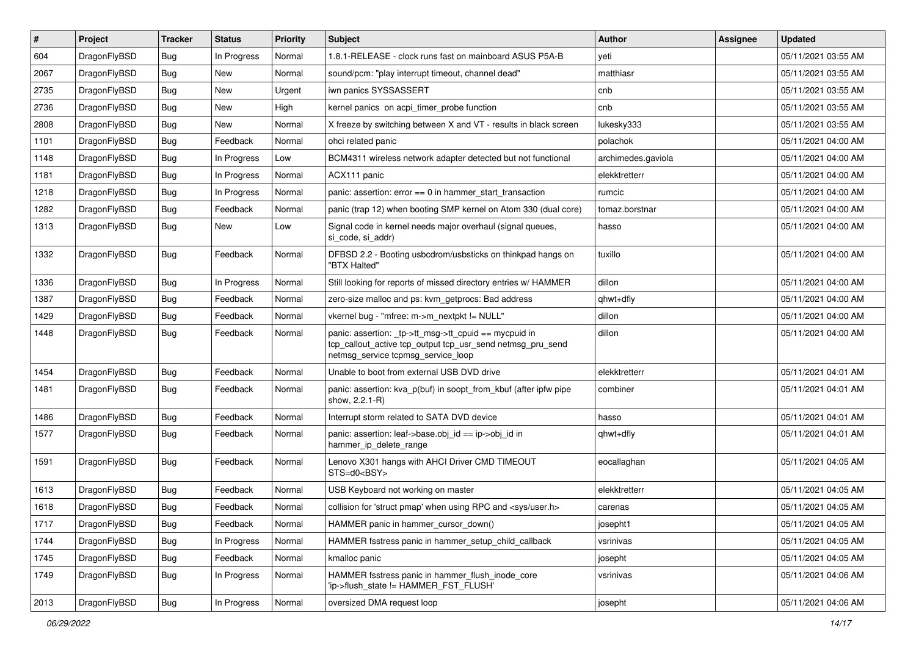| # | Project | Tracker | Status | Priority | Subject | Author | Assignee | Updated |
|---|---|---|---|---|---|---|---|---|
| 604 | DragonFlyBSD | Bug | In Progress | Normal | 1.8.1-RELEASE - clock runs fast on mainboard ASUS P5A-B | yeti | | 05/11/2021 03:55 AM |
| 2067 | DragonFlyBSD | Bug | New | Normal | sound/pcm: "play interrupt timeout, channel dead" | matthiasr | | 05/11/2021 03:55 AM |
| 2735 | DragonFlyBSD | Bug | New | Urgent | iwn panics SYSSASSERT | cnb | | 05/11/2021 03:55 AM |
| 2736 | DragonFlyBSD | Bug | New | High | kernel panics on acpi_timer_probe function | cnb | | 05/11/2021 03:55 AM |
| 2808 | DragonFlyBSD | Bug | New | Normal | X freeze by switching between X and VT - results in black screen | lukesky333 | | 05/11/2021 03:55 AM |
| 1101 | DragonFlyBSD | Bug | Feedback | Normal | ohci related panic | polachok | | 05/11/2021 04:00 AM |
| 1148 | DragonFlyBSD | Bug | In Progress | Low | BCM4311 wireless network adapter detected but not functional | archimedes.gaviola | | 05/11/2021 04:00 AM |
| 1181 | DragonFlyBSD | Bug | In Progress | Normal | ACX111 panic | elekktretterr | | 05/11/2021 04:00 AM |
| 1218 | DragonFlyBSD | Bug | In Progress | Normal | panic: assertion: error == 0 in hammer_start_transaction | rumcic | | 05/11/2021 04:00 AM |
| 1282 | DragonFlyBSD | Bug | Feedback | Normal | panic (trap 12) when booting SMP kernel on Atom 330 (dual core) | tomaz.borstnar | | 05/11/2021 04:00 AM |
| 1313 | DragonFlyBSD | Bug | New | Low | Signal code in kernel needs major overhaul (signal queues, si_code, si_addr) | hasso | | 05/11/2021 04:00 AM |
| 1332 | DragonFlyBSD | Bug | Feedback | Normal | DFBSD 2.2 - Booting usbcdrom/usbsticks on thinkpad hangs on "BTX Halted" | tuxillo | | 05/11/2021 04:00 AM |
| 1336 | DragonFlyBSD | Bug | In Progress | Normal | Still looking for reports of missed directory entries w/ HAMMER | dillon | | 05/11/2021 04:00 AM |
| 1387 | DragonFlyBSD | Bug | Feedback | Normal | zero-size malloc and ps: kvm_getprocs: Bad address | qhwt+dfly | | 05/11/2021 04:00 AM |
| 1429 | DragonFlyBSD | Bug | Feedback | Normal | vkernel bug - "mfree: m->m_nextpkt != NULL" | dillon | | 05/11/2021 04:00 AM |
| 1448 | DragonFlyBSD | Bug | Feedback | Normal | panic: assertion: _tp->tt_msg->tt_cpuid == mycpuid in tcp_callout_active tcp_output tcp_usr_send netmsg_pru_send netmsg_service tcpmsg_service_loop | dillon | | 05/11/2021 04:00 AM |
| 1454 | DragonFlyBSD | Bug | Feedback | Normal | Unable to boot from external USB DVD drive | elekktretterr | | 05/11/2021 04:01 AM |
| 1481 | DragonFlyBSD | Bug | Feedback | Normal | panic: assertion: kva_p(buf) in soopt_from_kbuf (after ipfw pipe show, 2.2.1-R) | combiner | | 05/11/2021 04:01 AM |
| 1486 | DragonFlyBSD | Bug | Feedback | Normal | Interrupt storm related to SATA DVD device | hasso | | 05/11/2021 04:01 AM |
| 1577 | DragonFlyBSD | Bug | Feedback | Normal | panic: assertion: leaf->base.obj_id == ip->obj_id in hammer_ip_delete_range | qhwt+dfly | | 05/11/2021 04:01 AM |
| 1591 | DragonFlyBSD | Bug | Feedback | Normal | Lenovo X301 hangs with AHCI Driver CMD TIMEOUT STS=d0<BSY> | eocallaghan | | 05/11/2021 04:05 AM |
| 1613 | DragonFlyBSD | Bug | Feedback | Normal | USB Keyboard not working on master | elekktretterr | | 05/11/2021 04:05 AM |
| 1618 | DragonFlyBSD | Bug | Feedback | Normal | collision for 'struct pmap' when using RPC and <sys/user.h> | carenas | | 05/11/2021 04:05 AM |
| 1717 | DragonFlyBSD | Bug | Feedback | Normal | HAMMER panic in hammer_cursor_down() | josepht1 | | 05/11/2021 04:05 AM |
| 1744 | DragonFlyBSD | Bug | In Progress | Normal | HAMMER fsstress panic in hammer_setup_child_callback | vsrinivas | | 05/11/2021 04:05 AM |
| 1745 | DragonFlyBSD | Bug | Feedback | Normal | kmalloc panic | josepht | | 05/11/2021 04:05 AM |
| 1749 | DragonFlyBSD | Bug | In Progress | Normal | HAMMER fsstress panic in hammer_flush_inode_core 'ip->flush_state != HAMMER_FST_FLUSH' | vsrinivas | | 05/11/2021 04:06 AM |
| 2013 | DragonFlyBSD | Bug | In Progress | Normal | oversized DMA request loop | josepht | | 05/11/2021 04:06 AM |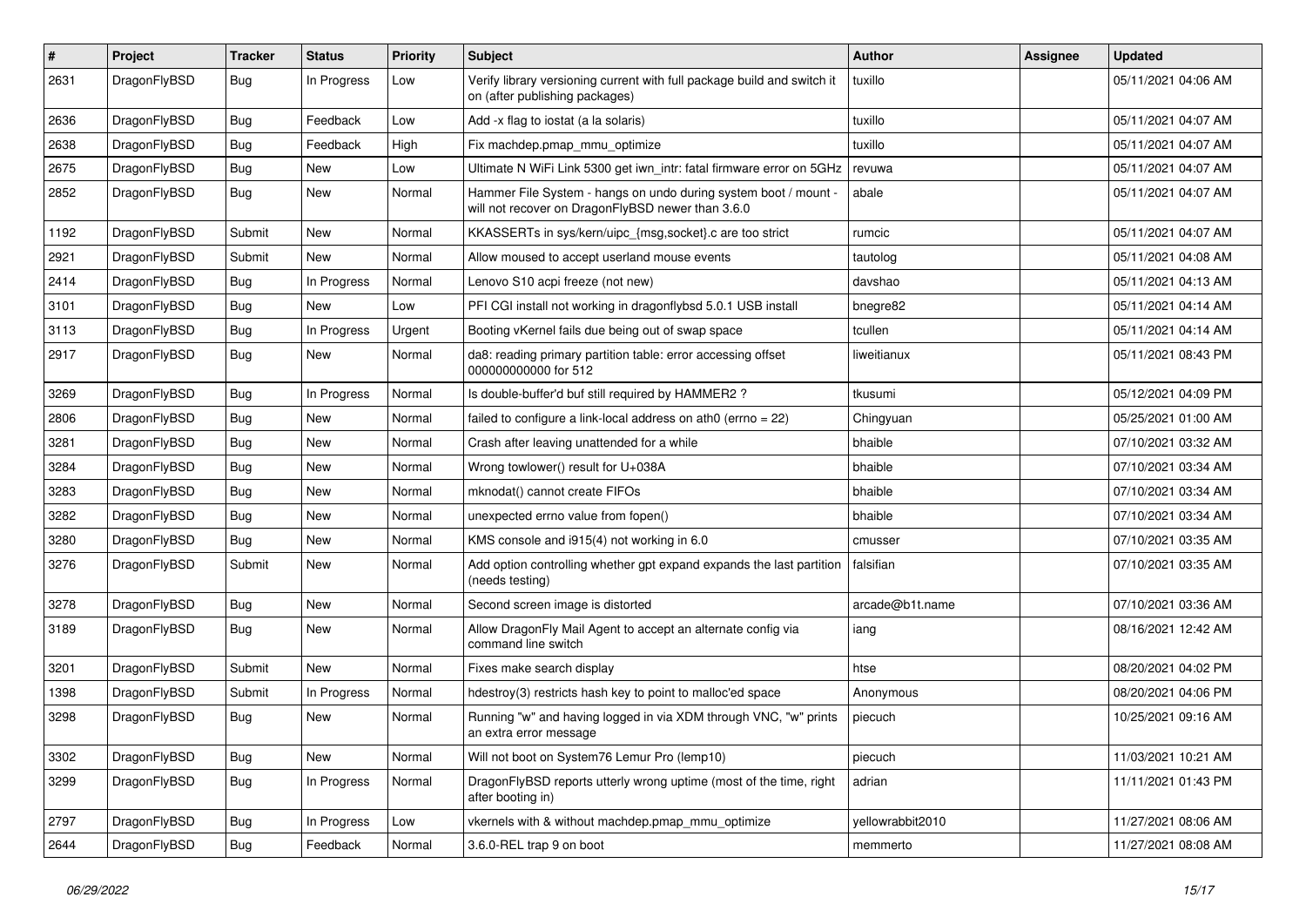| # | Project | Tracker | Status | Priority | Subject | Author | Assignee | Updated |
|---|---|---|---|---|---|---|---|---|
| 2631 | DragonFlyBSD | Bug | In Progress | Low | Verify library versioning current with full package build and switch it on (after publishing packages) | tuxillo | | 05/11/2021 04:06 AM |
| 2636 | DragonFlyBSD | Bug | Feedback | Low | Add -x flag to iostat (a la solaris) | tuxillo | | 05/11/2021 04:07 AM |
| 2638 | DragonFlyBSD | Bug | Feedback | High | Fix machdep.pmap_mmu_optimize | tuxillo | | 05/11/2021 04:07 AM |
| 2675 | DragonFlyBSD | Bug | New | Low | Ultimate N WiFi Link 5300 get iwn_intr: fatal firmware error on 5GHz | revuwa | | 05/11/2021 04:07 AM |
| 2852 | DragonFlyBSD | Bug | New | Normal | Hammer File System - hangs on undo during system boot / mount - will not recover on DragonFlyBSD newer than 3.6.0 | abale | | 05/11/2021 04:07 AM |
| 1192 | DragonFlyBSD | Submit | New | Normal | KKASSERTs in sys/kern/uipc_{msg,socket}.c are too strict | rumcic | | 05/11/2021 04:07 AM |
| 2921 | DragonFlyBSD | Submit | New | Normal | Allow moused to accept userland mouse events | tautolog | | 05/11/2021 04:08 AM |
| 2414 | DragonFlyBSD | Bug | In Progress | Normal | Lenovo S10 acpi freeze (not new) | davshao | | 05/11/2021 04:13 AM |
| 3101 | DragonFlyBSD | Bug | New | Low | PFI CGI install not working in dragonflybsd 5.0.1 USB install | bnegre82 | | 05/11/2021 04:14 AM |
| 3113 | DragonFlyBSD | Bug | In Progress | Urgent | Booting vKernel fails due being out of swap space | tcullen | | 05/11/2021 04:14 AM |
| 2917 | DragonFlyBSD | Bug | New | Normal | da8: reading primary partition table: error accessing offset 000000000000 for 512 | liweitianux | | 05/11/2021 08:43 PM |
| 3269 | DragonFlyBSD | Bug | In Progress | Normal | Is double-buffer'd buf still required by HAMMER2 ? | tkusumi | | 05/12/2021 04:09 PM |
| 2806 | DragonFlyBSD | Bug | New | Normal | failed to configure a link-local address on ath0 (errno = 22) | Chingyuan | | 05/25/2021 01:00 AM |
| 3281 | DragonFlyBSD | Bug | New | Normal | Crash after leaving unattended for a while | bhaible | | 07/10/2021 03:32 AM |
| 3284 | DragonFlyBSD | Bug | New | Normal | Wrong towlower() result for U+038A | bhaible | | 07/10/2021 03:34 AM |
| 3283 | DragonFlyBSD | Bug | New | Normal | mknodat() cannot create FIFOs | bhaible | | 07/10/2021 03:34 AM |
| 3282 | DragonFlyBSD | Bug | New | Normal | unexpected errno value from fopen() | bhaible | | 07/10/2021 03:34 AM |
| 3280 | DragonFlyBSD | Bug | New | Normal | KMS console and i915(4) not working in 6.0 | cmusser | | 07/10/2021 03:35 AM |
| 3276 | DragonFlyBSD | Submit | New | Normal | Add option controlling whether gpt expand expands the last partition (needs testing) | falsifian | | 07/10/2021 03:35 AM |
| 3278 | DragonFlyBSD | Bug | New | Normal | Second screen image is distorted | arcade@b1t.name | | 07/10/2021 03:36 AM |
| 3189 | DragonFlyBSD | Bug | New | Normal | Allow DragonFly Mail Agent to accept an alternate config via command line switch | iang | | 08/16/2021 12:42 AM |
| 3201 | DragonFlyBSD | Submit | New | Normal | Fixes make search display | htse | | 08/20/2021 04:02 PM |
| 1398 | DragonFlyBSD | Submit | In Progress | Normal | hdestroy(3) restricts hash key to point to malloc'ed space | Anonymous | | 08/20/2021 04:06 PM |
| 3298 | DragonFlyBSD | Bug | New | Normal | Running "w" and having logged in via XDM through VNC, "w" prints an extra error message | piecuch | | 10/25/2021 09:16 AM |
| 3302 | DragonFlyBSD | Bug | New | Normal | Will not boot on System76 Lemur Pro (lemp10) | piecuch | | 11/03/2021 10:21 AM |
| 3299 | DragonFlyBSD | Bug | In Progress | Normal | DragonFlyBSD reports utterly wrong uptime (most of the time, right after booting in) | adrian | | 11/11/2021 01:43 PM |
| 2797 | DragonFlyBSD | Bug | In Progress | Low | vkernels with & without machdep.pmap_mmu_optimize | yellowrabbit2010 | | 11/27/2021 08:06 AM |
| 2644 | DragonFlyBSD | Bug | Feedback | Normal | 3.6.0-REL trap 9 on boot | memmerto | | 11/27/2021 08:08 AM |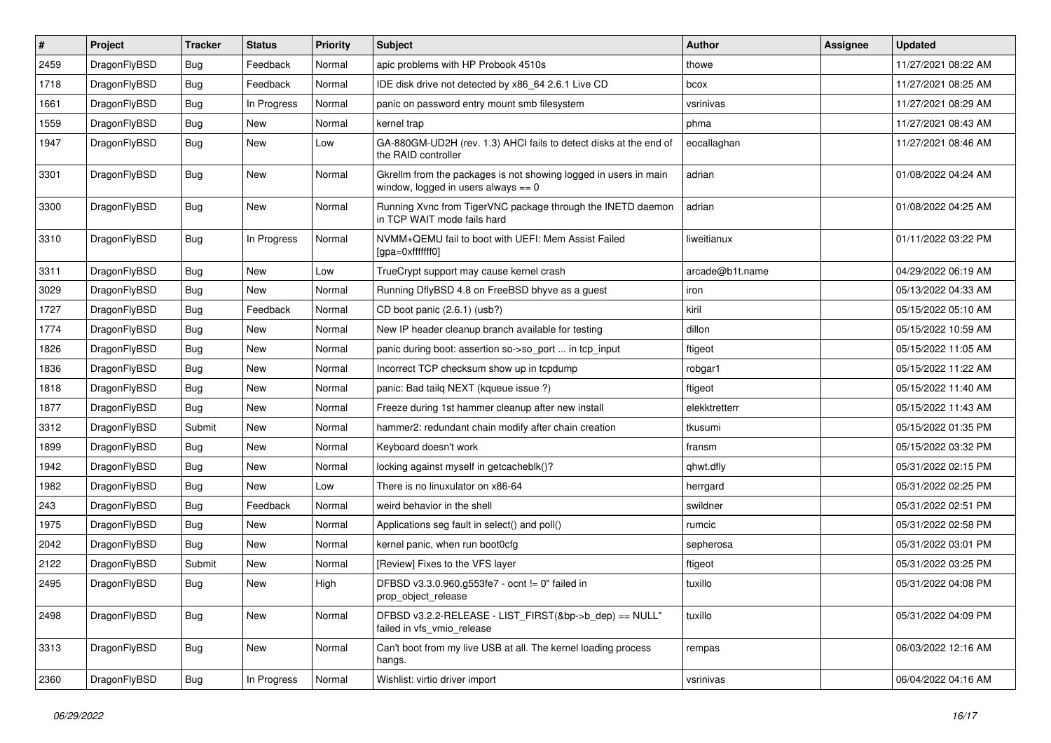| # | Project | Tracker | Status | Priority | Subject | Author | Assignee | Updated |
|---|---|---|---|---|---|---|---|---|
| 2459 | DragonFlyBSD | Bug | Feedback | Normal | apic problems with HP Probook 4510s | thowe | | 11/27/2021 08:22 AM |
| 1718 | DragonFlyBSD | Bug | Feedback | Normal | IDE disk drive not detected by x86_64 2.6.1 Live CD | bcox | | 11/27/2021 08:25 AM |
| 1661 | DragonFlyBSD | Bug | In Progress | Normal | panic on password entry mount smb filesystem | vsrinivas | | 11/27/2021 08:29 AM |
| 1559 | DragonFlyBSD | Bug | New | Normal | kernel trap | phma | | 11/27/2021 08:43 AM |
| 1947 | DragonFlyBSD | Bug | New | Low | GA-880GM-UD2H (rev. 1.3) AHCI fails to detect disks at the end of the RAID controller | eocallaghan | | 11/27/2021 08:46 AM |
| 3301 | DragonFlyBSD | Bug | New | Normal | Gkrellm from the packages is not showing logged in users in main window, logged in users always == 0 | adrian | | 01/08/2022 04:24 AM |
| 3300 | DragonFlyBSD | Bug | New | Normal | Running Xvnc from TigerVNC package through the INETD daemon in TCP WAIT mode fails hard | adrian | | 01/08/2022 04:25 AM |
| 3310 | DragonFlyBSD | Bug | In Progress | Normal | NVMM+QEMU fail to boot with UEFI: Mem Assist Failed [gpa=0xfffffff0] | liweitianux | | 01/11/2022 03:22 PM |
| 3311 | DragonFlyBSD | Bug | New | Low | TrueCrypt support may cause kernel crash | arcade@b1t.name | | 04/29/2022 06:19 AM |
| 3029 | DragonFlyBSD | Bug | New | Normal | Running DflyBSD 4.8 on FreeBSD bhyve as a guest | iron | | 05/13/2022 04:33 AM |
| 1727 | DragonFlyBSD | Bug | Feedback | Normal | CD boot panic (2.6.1) (usb?) | kiril | | 05/15/2022 05:10 AM |
| 1774 | DragonFlyBSD | Bug | New | Normal | New IP header cleanup branch available for testing | dillon | | 05/15/2022 10:59 AM |
| 1826 | DragonFlyBSD | Bug | New | Normal | panic during boot: assertion so->so_port ... in tcp_input | ftigeot | | 05/15/2022 11:05 AM |
| 1836 | DragonFlyBSD | Bug | New | Normal | Incorrect TCP checksum show up in tcpdump | robgar1 | | 05/15/2022 11:22 AM |
| 1818 | DragonFlyBSD | Bug | New | Normal | panic: Bad tailq NEXT (kqueue issue ?) | ftigeot | | 05/15/2022 11:40 AM |
| 1877 | DragonFlyBSD | Bug | New | Normal | Freeze during 1st hammer cleanup after new install | elekktretterr | | 05/15/2022 11:43 AM |
| 3312 | DragonFlyBSD | Submit | New | Normal | hammer2: redundant chain modify after chain creation | tkusumi | | 05/15/2022 01:35 PM |
| 1899 | DragonFlyBSD | Bug | New | Normal | Keyboard doesn't work | fransm | | 05/15/2022 03:32 PM |
| 1942 | DragonFlyBSD | Bug | New | Normal | locking against myself in getcacheblk()? | qhwt.dfly | | 05/31/2022 02:15 PM |
| 1982 | DragonFlyBSD | Bug | New | Low | There is no linuxulator on x86-64 | herrgard | | 05/31/2022 02:25 PM |
| 243 | DragonFlyBSD | Bug | Feedback | Normal | weird behavior in the shell | swildner | | 05/31/2022 02:51 PM |
| 1975 | DragonFlyBSD | Bug | New | Normal | Applications seg fault in select() and poll() | rumcic | | 05/31/2022 02:58 PM |
| 2042 | DragonFlyBSD | Bug | New | Normal | kernel panic, when run boot0cfg | sepherosa | | 05/31/2022 03:01 PM |
| 2122 | DragonFlyBSD | Submit | New | Normal | [Review] Fixes to the VFS layer | ftigeot | | 05/31/2022 03:25 PM |
| 2495 | DragonFlyBSD | Bug | New | High | DFBSD v3.3.0.960.g553fe7 - ocnt != 0" failed in prop_object_release | tuxillo | | 05/31/2022 04:08 PM |
| 2498 | DragonFlyBSD | Bug | New | Normal | DFBSD v3.2.2-RELEASE - LIST_FIRST(&bp->b_dep) == NULL" failed in vfs_vmio_release | tuxillo | | 05/31/2022 04:09 PM |
| 3313 | DragonFlyBSD | Bug | New | Normal | Can't boot from my live USB at all. The kernel loading process hangs. | rempas | | 06/03/2022 12:16 AM |
| 2360 | DragonFlyBSD | Bug | In Progress | Normal | Wishlist: virtio driver import | vsrinivas | | 06/04/2022 04:16 AM |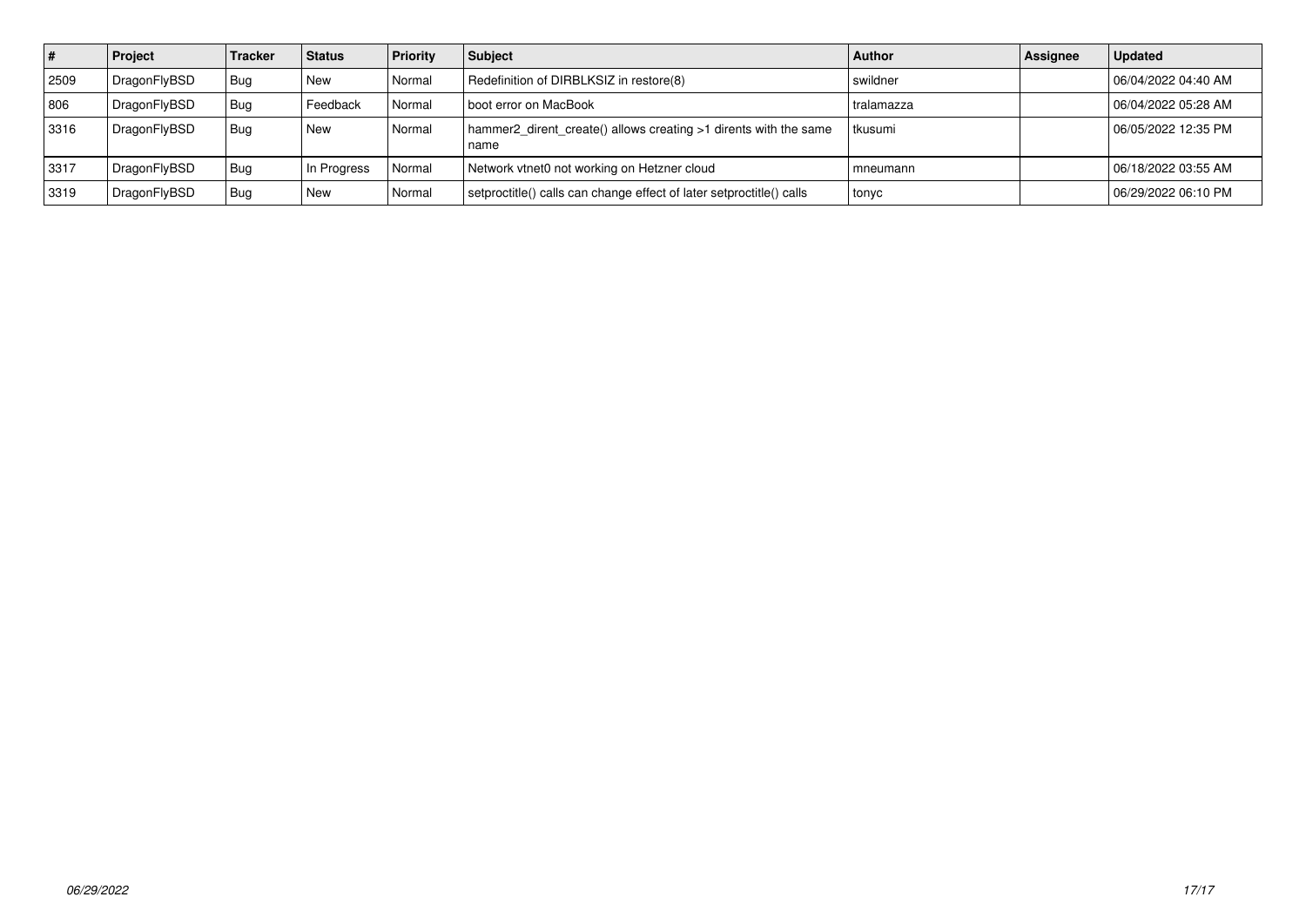| # | Project | Tracker | Status | Priority | Subject | Author | Assignee | Updated |
|---|---|---|---|---|---|---|---|---|
| 2509 | DragonFlyBSD | Bug | New | Normal | Redefinition of DIRBLKSIZ in restore(8) | swildner | | 06/04/2022 04:40 AM |
| 806 | DragonFlyBSD | Bug | Feedback | Normal | boot error on MacBook | tralamazza | | 06/04/2022 05:28 AM |
| 3316 | DragonFlyBSD | Bug | New | Normal | hammer2_dirent_create() allows creating >1 dirents with the same name | tkusumi | | 06/05/2022 12:35 PM |
| 3317 | DragonFlyBSD | Bug | In Progress | Normal | Network vtnet0 not working on Hetzner cloud | mneumann | | 06/18/2022 03:55 AM |
| 3319 | DragonFlyBSD | Bug | New | Normal | setproctitle() calls can change effect of later setproctitle() calls | tonyc | | 06/29/2022 06:10 PM |